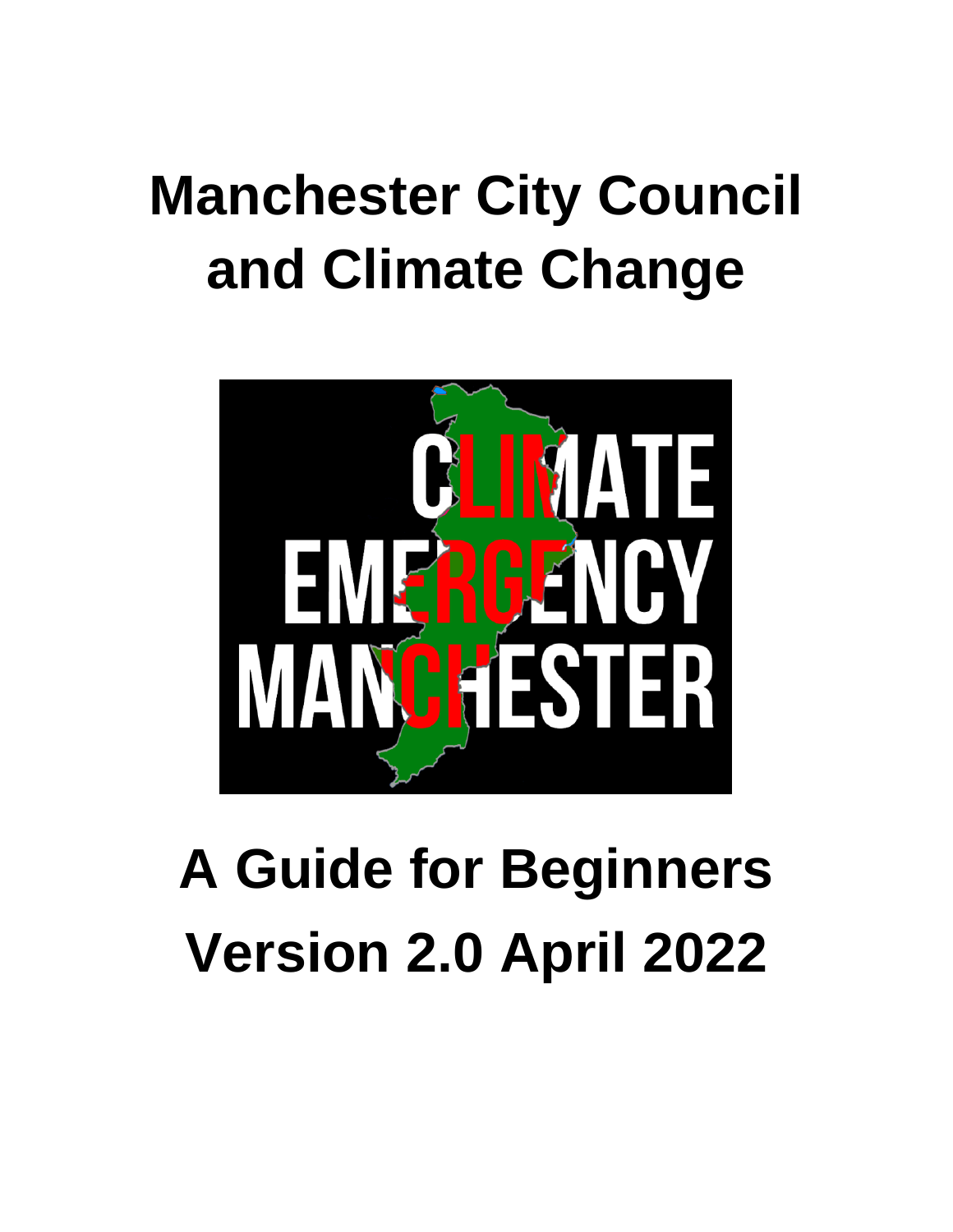# Manchester City Council and Climate Change

CLIMATE EMERGENCY MANCHESTER

## A Guide for Beginners

## Version 2.0 April 2022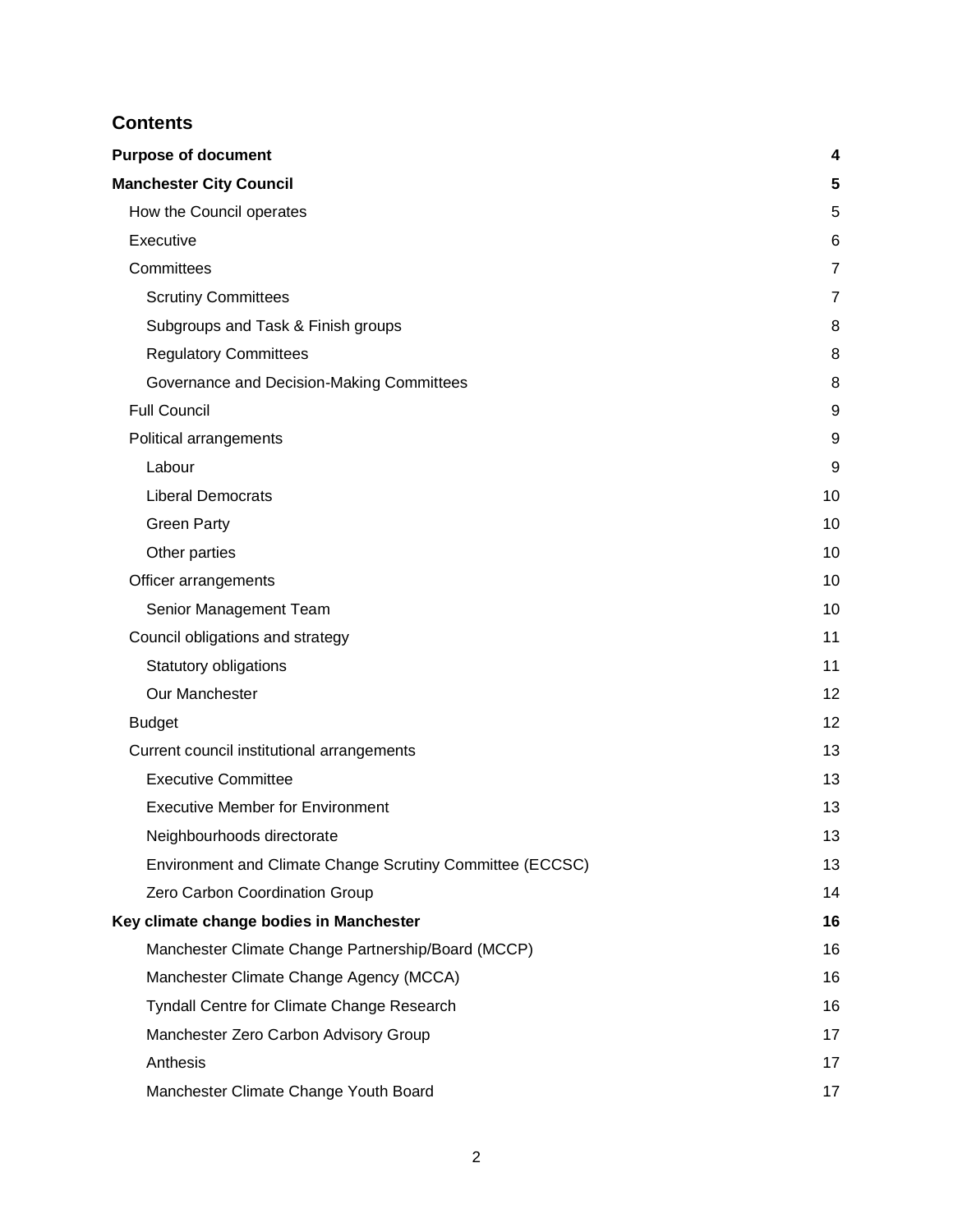## Contents

**Purpose of document** 4

**Manchester City Council** 5

- How the Council operates 5
- Executive 6
- Committees 7
  - Scrutiny Committees 7
  - Subgroups and Task & Finish groups 8
  - Regulatory Committees 8
  - Governance and Decision-Making Committees 8
- Full Council 9
- Political arrangements 9
  - Labour 9
  - Liberal Democrats 10
  - Green Party 10
  - Other parties 10
- Officer arrangements 10
  - Senior Management Team 10
- Council obligations and strategy 11
  - Statutory obligations 11
  - Our Manchester 12
- Budget 12
- Current council institutional arrangements 13
  - Executive Committee 13
  - Executive Member for Environment 13
  - Neighbourhoods directorate 13
  - Environment and Climate Change Scrutiny Committee (ECCSC) 13
  - Zero Carbon Coordination Group 14

**Key climate change bodies in Manchester** 16

- Manchester Climate Change Partnership/Board (MCCP) 16
- Manchester Climate Change Agency (MCCA) 16
- Tyndall Centre for Climate Change Research 16
- Manchester Zero Carbon Advisory Group 17
- Anthesis 17
- Manchester Climate Change Youth Board 17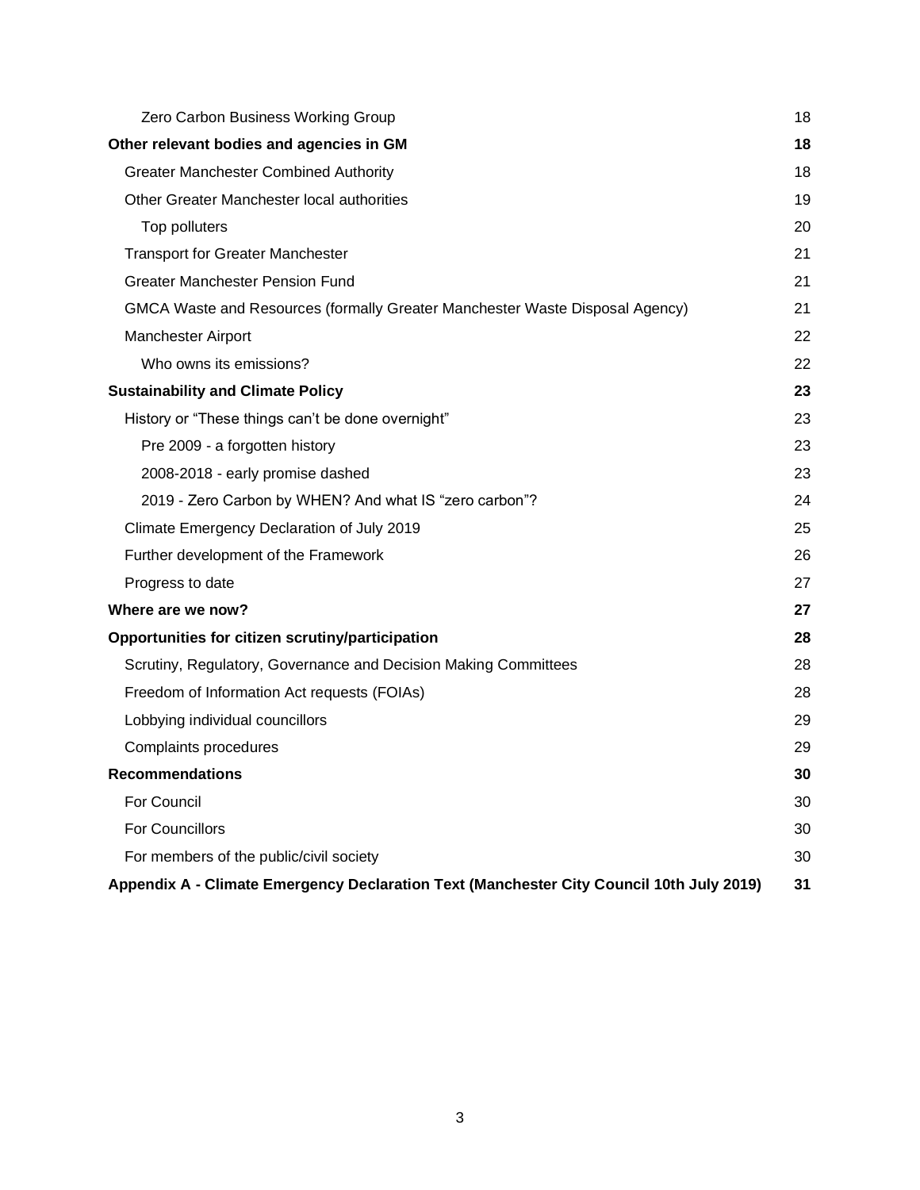- Zero Carbon Business Working Group 18

**Other relevant bodies and agencies in GM 18**

- Greater Manchester Combined Authority 18
- Other Greater Manchester local authorities 19
  - Top polluters 20
- Transport for Greater Manchester 21
- Greater Manchester Pension Fund 21
- GMCA Waste and Resources (formally Greater Manchester Waste Disposal Agency) 21
- Manchester Airport 22
  - Who owns its emissions? 22

**Sustainability and Climate Policy 23**

- History or "These things can't be done overnight" 23
  - Pre 2009 - a forgotten history 23
  - 2008-2018 - early promise dashed 23
  - 2019 - Zero Carbon by WHEN? And what IS "zero carbon"? 24
- Climate Emergency Declaration of July 2019 25
- Further development of the Framework 26
- Progress to date 27

**Where are we now? 27**

**Opportunities for citizen scrutiny/participation 28**

- Scrutiny, Regulatory, Governance and Decision Making Committees 28
- Freedom of Information Act requests (FOIAs) 28
- Lobbying individual councillors 29
- Complaints procedures 29

**Recommendations 30**

- For Council 30
- For Councillors 30
- For members of the public/civil society 30

**Appendix A - Climate Emergency Declaration Text (Manchester City Council 10th July 2019) 31**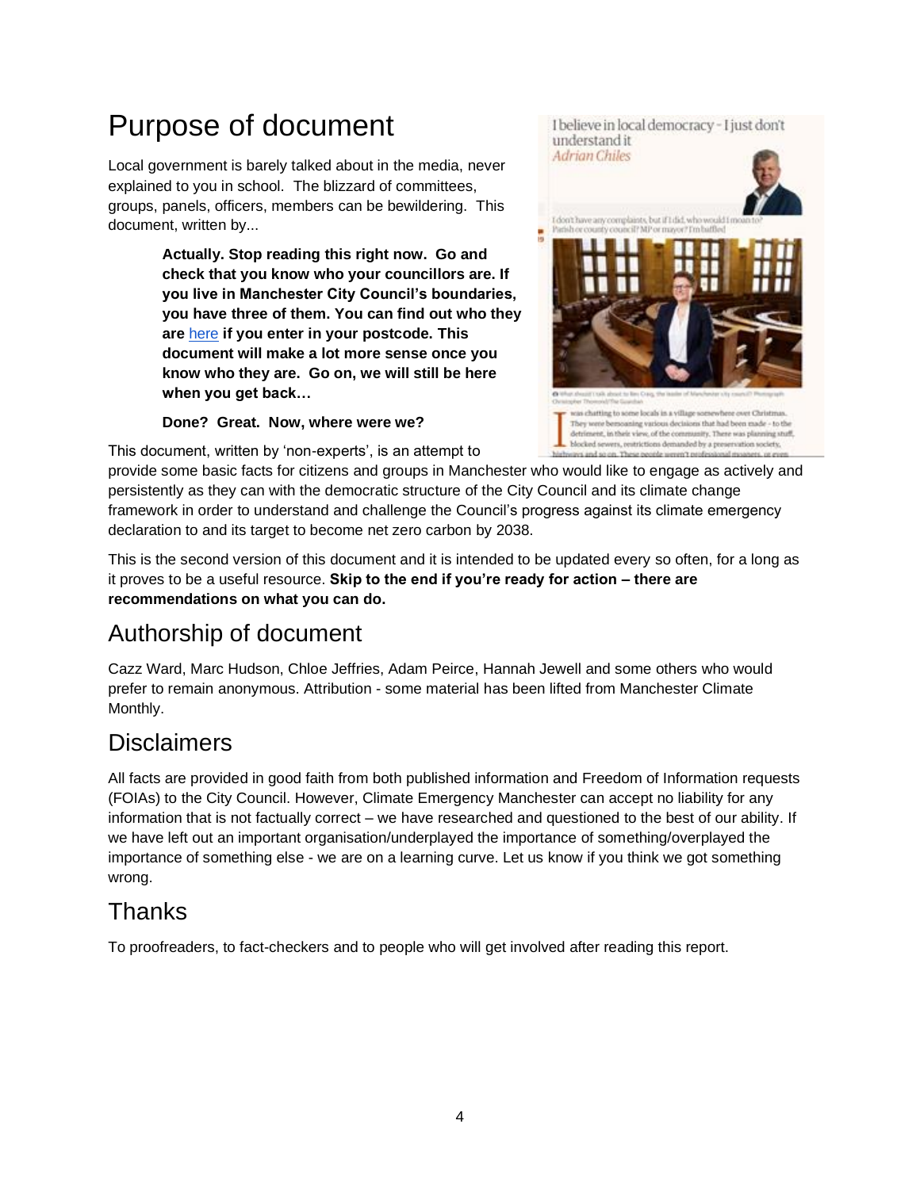# Purpose of document

Local government is barely talked about in the media, never explained to you in school. The blizzard of committees, groups, panels, officers, members can be bewildering. This document, written by...

> **Actually. Stop reading this right now. Go and check that you know who your councillors are. If you live in Manchester City Council's boundaries, you have three of them. You can find out who they are here if you enter in your postcode. This document will make a lot more sense once you know who they are. Go on, we will still be here when you get back…**
>
> **Done? Great. Now, where were we?**

This document, written by 'non-experts', is an attempt to provide some basic facts for citizens and groups in Manchester who would like to engage as actively and persistently as they can with the democratic structure of the City Council and its climate change framework in order to understand and challenge the Council's progress against its climate emergency declaration to and its target to become net zero carbon by 2038.

This is the second version of this document and it is intended to be updated every so often, for a long as it proves to be a useful resource. **Skip to the end if you're ready for action – there are recommendations on what you can do.**

## Authorship of document

Cazz Ward, Marc Hudson, Chloe Jeffries, Adam Peirce, Hannah Jewell and some others who would prefer to remain anonymous. Attribution - some material has been lifted from Manchester Climate Monthly.

## Disclaimers

All facts are provided in good faith from both published information and Freedom of Information requests (FOIAs) to the City Council. However, Climate Emergency Manchester can accept no liability for any information that is not factually correct – we have researched and questioned to the best of our ability. If we have left out an important organisation/underplayed the importance of something/overplayed the importance of something else - we are on a learning curve. Let us know if you think we got something wrong.

## Thanks

To proofreaders, to fact-checkers and to people who will get involved after reading this report.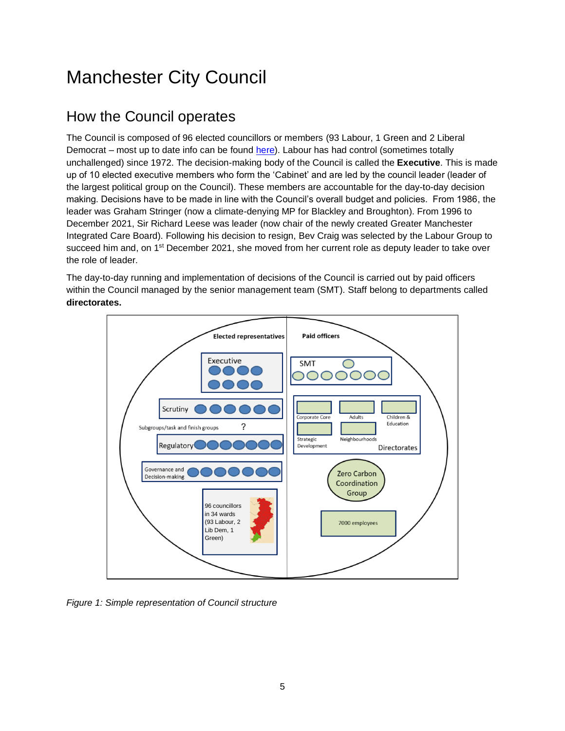# Manchester City Council

## How the Council operates

The Council is composed of 96 elected councillors or members (93 Labour, 1 Green and 2 Liberal Democrat – most up to date info can be found here). Labour has had control (sometimes totally unchallenged) since 1972. The decision-making body of the Council is called the **Executive**. This is made up of 10 elected executive members who form the 'Cabinet' and are led by the council leader (leader of the largest political group on the Council). These members are accountable for the day-to-day decision making. Decisions have to be made in line with the Council's overall budget and policies. From 1986, the leader was Graham Stringer (now a climate-denying MP for Blackley and Broughton). From 1996 to December 2021, Sir Richard Leese was leader (now chair of the newly created Greater Manchester Integrated Care Board). Following his decision to resign, Bev Craig was selected by the Labour Group to succeed him and, on 1st December 2021, she moved from her current role as deputy leader to take over the role of leader.

The day-to-day running and implementation of decisions of the Council is carried out by paid officers within the Council managed by the senior management team (SMT). Staff belong to departments called **directorates.**

Elected representatives | Paid officers

Executive

SMT

Scrutiny

Subgroups/task and finish groups ?

Regulatory

Governance and Decision-making

96 councillors in 34 wards (93 Labour, 2 Lib Dem, 1 Green)

Corporate Core | Adults | Children & Education | Strategic Development | Neighbourhoods

Directorates

Zero Carbon Coordination Group

7000 employees

*Figure 1: Simple representation of Council structure*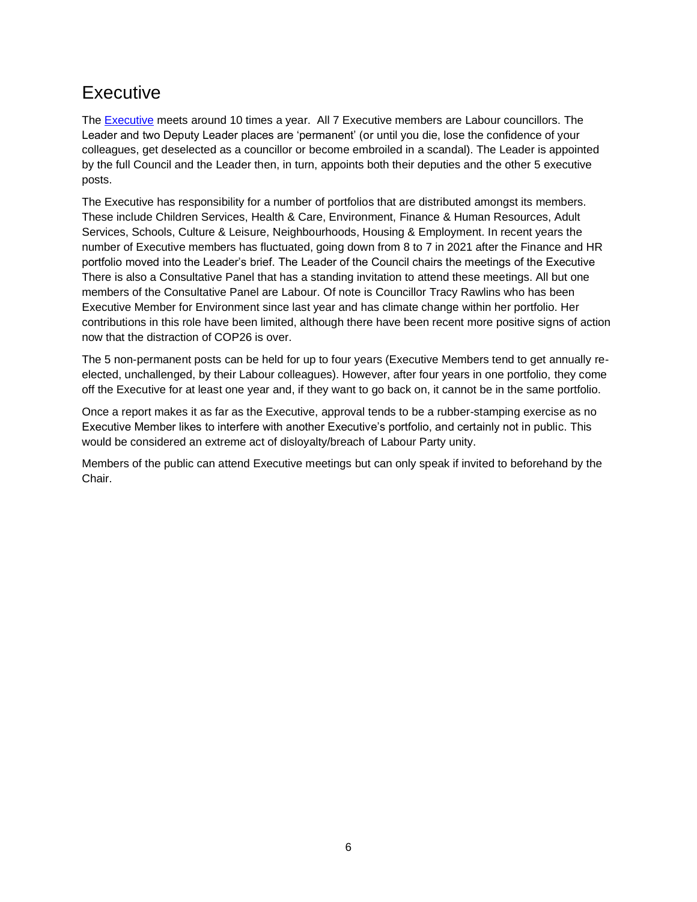# Executive

The [Executive](Executive) meets around 10 times a year. All 7 Executive members are Labour councillors. The Leader and two Deputy Leader places are 'permanent' (or until you die, lose the confidence of your colleagues, get deselected as a councillor or become embroiled in a scandal). The Leader is appointed by the full Council and the Leader then, in turn, appoints both their deputies and the other 5 executive posts.

The Executive has responsibility for a number of portfolios that are distributed amongst its members. These include Children Services, Health & Care, Environment, Finance & Human Resources, Adult Services, Schools, Culture & Leisure, Neighbourhoods, Housing & Employment. In recent years the number of Executive members has fluctuated, going down from 8 to 7 in 2021 after the Finance and HR portfolio moved into the Leader's brief. The Leader of the Council chairs the meetings of the Executive There is also a Consultative Panel that has a standing invitation to attend these meetings. All but one members of the Consultative Panel are Labour. Of note is Councillor Tracy Rawlins who has been Executive Member for Environment since last year and has climate change within her portfolio. Her contributions in this role have been limited, although there have been recent more positive signs of action now that the distraction of COP26 is over.

The 5 non-permanent posts can be held for up to four years (Executive Members tend to get annually re-elected, unchallenged, by their Labour colleagues). However, after four years in one portfolio, they come off the Executive for at least one year and, if they want to go back on, it cannot be in the same portfolio.

Once a report makes it as far as the Executive, approval tends to be a rubber-stamping exercise as no Executive Member likes to interfere with another Executive's portfolio, and certainly not in public. This would be considered an extreme act of disloyalty/breach of Labour Party unity.

Members of the public can attend Executive meetings but can only speak if invited to beforehand by the Chair.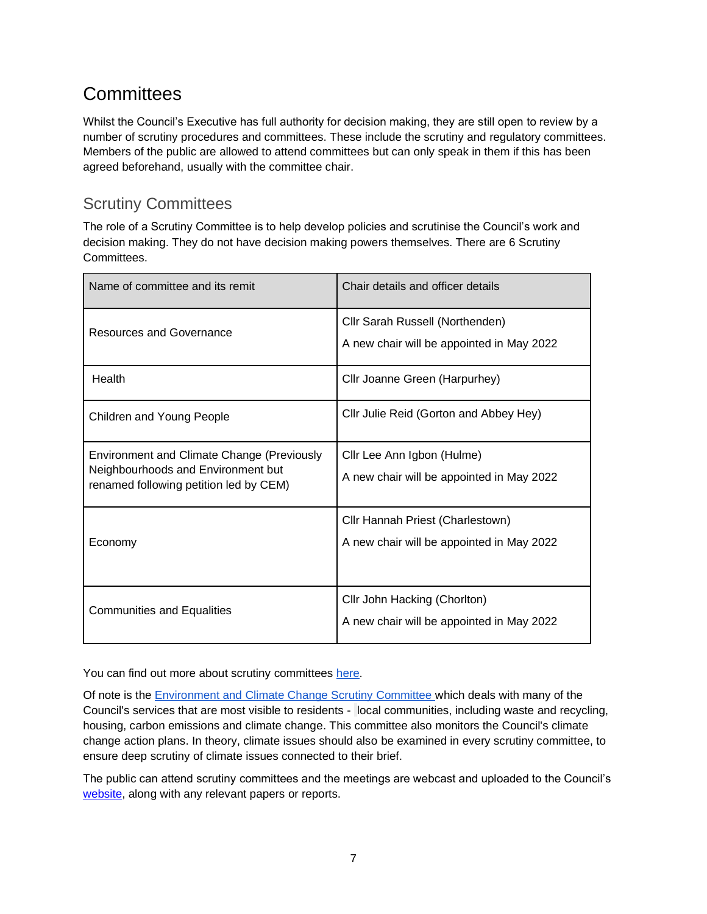# Committees

Whilst the Council's Executive has full authority for decision making, they are still open to review by a number of scrutiny procedures and committees. These include the scrutiny and regulatory committees. Members of the public are allowed to attend committees but can only speak in them if this has been agreed beforehand, usually with the committee chair.

## Scrutiny Committees

The role of a Scrutiny Committee is to help develop policies and scrutinise the Council's work and decision making. They do not have decision making powers themselves. There are 6 Scrutiny Committees.

| Name of committee and its remit | Chair details and officer details |
|---|---|
| Resources and Governance | Cllr Sarah Russell (Northenden)<br><br>A new chair will be appointed in May 2022 |
| Health | Cllr Joanne Green (Harpurhey) |
| Children and Young People | Cllr Julie Reid (Gorton and Abbey Hey) |
| Environment and Climate Change (Previously Neighbourhoods and Environment but renamed following petition led by CEM) | Cllr Lee Ann Igbon (Hulme)<br><br>A new chair will be appointed in May 2022 |
| Economy | Cllr Hannah Priest (Charlestown)<br><br>A new chair will be appointed in May 2022 |
| Communities and Equalities | Cllr John Hacking (Chorlton)<br><br>A new chair will be appointed in May 2022 |

You can find out more about scrutiny committees here.

Of note is the Environment and Climate Change Scrutiny Committee which deals with many of the Council's services that are most visible to residents - local communities, including waste and recycling, housing, carbon emissions and climate change. This committee also monitors the Council's climate change action plans. In theory, climate issues should also be examined in every scrutiny committee, to ensure deep scrutiny of climate issues connected to their brief.

The public can attend scrutiny committees and the meetings are webcast and uploaded to the Council's website, along with any relevant papers or reports.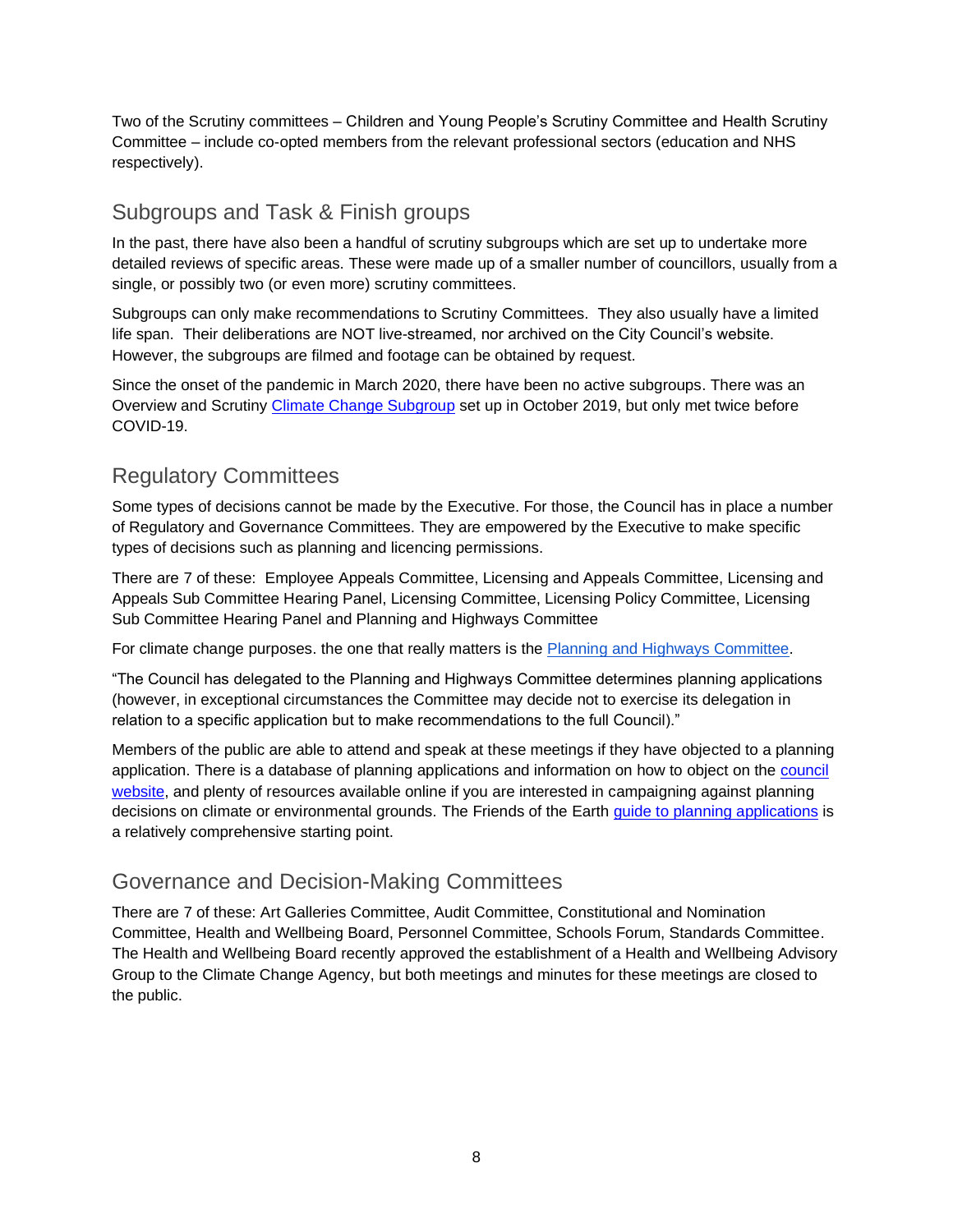Two of the Scrutiny committees – Children and Young People's Scrutiny Committee and Health Scrutiny Committee – include co-opted members from the relevant professional sectors (education and NHS respectively).

## Subgroups and Task & Finish groups

In the past, there have also been a handful of scrutiny subgroups which are set up to undertake more detailed reviews of specific areas. These were made up of a smaller number of councillors, usually from a single, or possibly two (or even more) scrutiny committees.

Subgroups can only make recommendations to Scrutiny Committees. They also usually have a limited life span. Their deliberations are NOT live-streamed, nor archived on the City Council's website. However, the subgroups are filmed and footage can be obtained by request.

Since the onset of the pandemic in March 2020, there have been no active subgroups. There was an Overview and Scrutiny Climate Change Subgroup set up in October 2019, but only met twice before COVID-19.

## Regulatory Committees

Some types of decisions cannot be made by the Executive. For those, the Council has in place a number of Regulatory and Governance Committees. They are empowered by the Executive to make specific types of decisions such as planning and licencing permissions.

There are 7 of these: Employee Appeals Committee, Licensing and Appeals Committee, Licensing and Appeals Sub Committee Hearing Panel, Licensing Committee, Licensing Policy Committee, Licensing Sub Committee Hearing Panel and Planning and Highways Committee

For climate change purposes. the one that really matters is the Planning and Highways Committee.

"The Council has delegated to the Planning and Highways Committee determines planning applications (however, in exceptional circumstances the Committee may decide not to exercise its delegation in relation to a specific application but to make recommendations to the full Council)."

Members of the public are able to attend and speak at these meetings if they have objected to a planning application. There is a database of planning applications and information on how to object on the council website, and plenty of resources available online if you are interested in campaigning against planning decisions on climate or environmental grounds. The Friends of the Earth guide to planning applications is a relatively comprehensive starting point.

## Governance and Decision-Making Committees

There are 7 of these: Art Galleries Committee, Audit Committee, Constitutional and Nomination Committee, Health and Wellbeing Board, Personnel Committee, Schools Forum, Standards Committee. The Health and Wellbeing Board recently approved the establishment of a Health and Wellbeing Advisory Group to the Climate Change Agency, but both meetings and minutes for these meetings are closed to the public.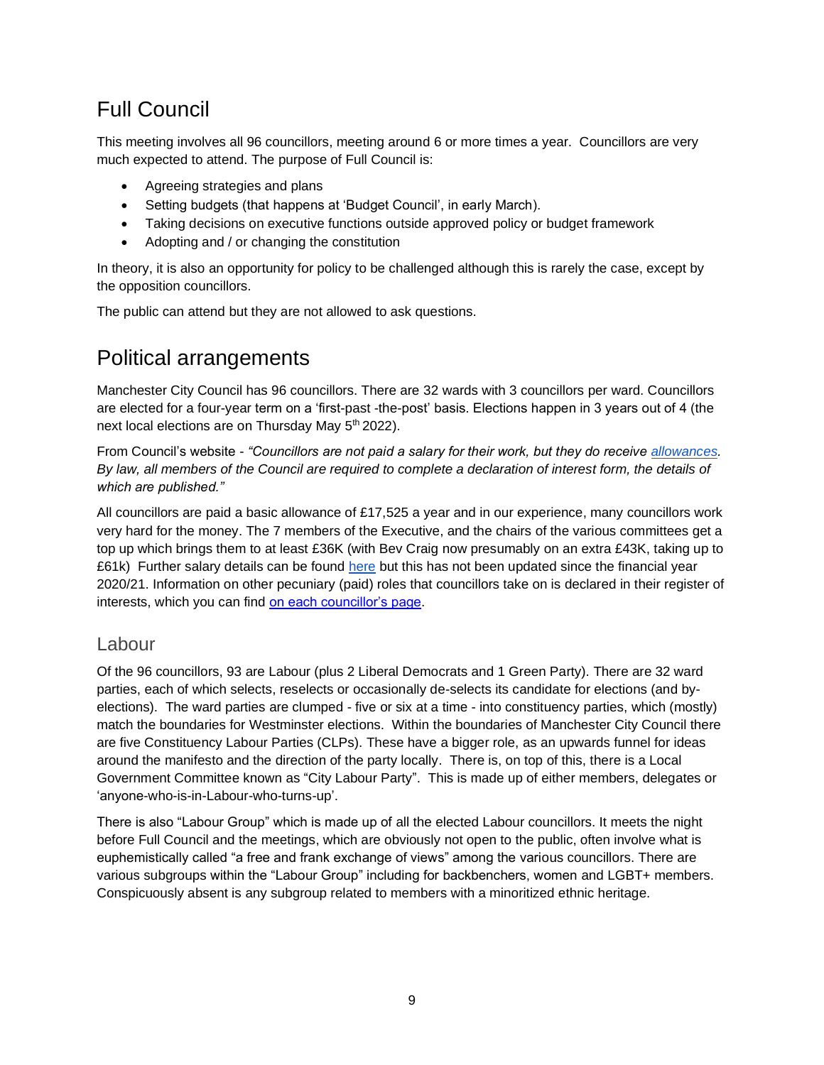# Full Council

This meeting involves all 96 councillors, meeting around 6 or more times a year. Councillors are very much expected to attend. The purpose of Full Council is:

- Agreeing strategies and plans
- Setting budgets (that happens at 'Budget Council', in early March).
- Taking decisions on executive functions outside approved policy or budget framework
- Adopting and / or changing the constitution

In theory, it is also an opportunity for policy to be challenged although this is rarely the case, except by the opposition councillors.

The public can attend but they are not allowed to ask questions.

# Political arrangements

Manchester City Council has 96 councillors. There are 32 wards with 3 councillors per ward. Councillors are elected for a four-year term on a 'first-past -the-post' basis. Elections happen in 3 years out of 4 (the next local elections are on Thursday May 5th 2022).

From Council's website - *"Councillors are not paid a salary for their work, but they do receive allowances. By law, all members of the Council are required to complete a declaration of interest form, the details of which are published."*

All councillors are paid a basic allowance of £17,525 a year and in our experience, many councillors work very hard for the money. The 7 members of the Executive, and the chairs of the various committees get a top up which brings them to at least £36K (with Bev Craig now presumably on an extra £43K, taking up to £61k) Further salary details can be found here but this has not been updated since the financial year 2020/21. Information on other pecuniary (paid) roles that councillors take on is declared in their register of interests, which you can find on each councillor's page.

## Labour

Of the 96 councillors, 93 are Labour (plus 2 Liberal Democrats and 1 Green Party). There are 32 ward parties, each of which selects, reselects or occasionally de-selects its candidate for elections (and by-elections). The ward parties are clumped - five or six at a time - into constituency parties, which (mostly) match the boundaries for Westminster elections. Within the boundaries of Manchester City Council there are five Constituency Labour Parties (CLPs). These have a bigger role, as an upwards funnel for ideas around the manifesto and the direction of the party locally. There is, on top of this, there is a Local Government Committee known as "City Labour Party". This is made up of either members, delegates or 'anyone-who-is-in-Labour-who-turns-up'.

There is also "Labour Group" which is made up of all the elected Labour councillors. It meets the night before Full Council and the meetings, which are obviously not open to the public, often involve what is euphemistically called "a free and frank exchange of views" among the various councillors. There are various subgroups within the "Labour Group" including for backbenchers, women and LGBT+ members. Conspicuously absent is any subgroup related to members with a minoritized ethnic heritage.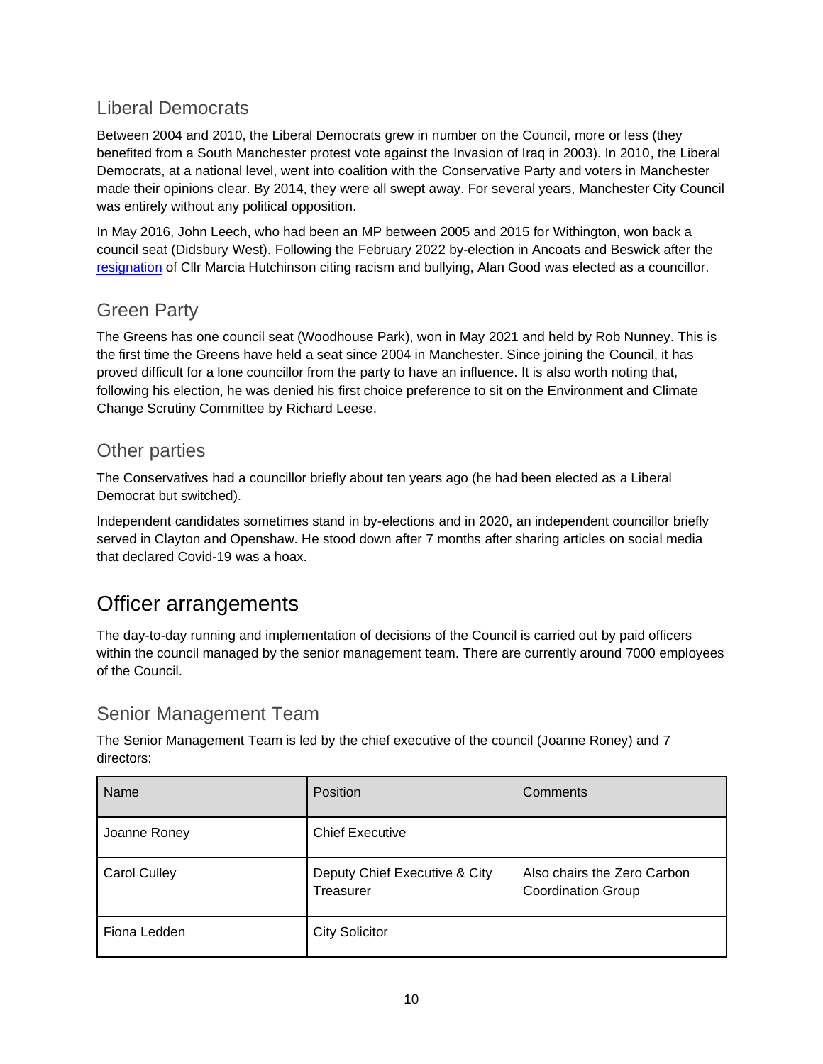## Liberal Democrats

Between 2004 and 2010, the Liberal Democrats grew in number on the Council, more or less (they benefited from a South Manchester protest vote against the Invasion of Iraq in 2003). In 2010, the Liberal Democrats, at a national level, went into coalition with the Conservative Party and voters in Manchester made their opinions clear. By 2014, they were all swept away. For several years, Manchester City Council was entirely without any political opposition.

In May 2016, John Leech, who had been an MP between 2005 and 2015 for Withington, won back a council seat (Didsbury West). Following the February 2022 by-election in Ancoats and Beswick after the resignation of Cllr Marcia Hutchinson citing racism and bullying, Alan Good was elected as a councillor.

## Green Party

The Greens has one council seat (Woodhouse Park), won in May 2021 and held by Rob Nunney. This is the first time the Greens have held a seat since 2004 in Manchester. Since joining the Council, it has proved difficult for a lone councillor from the party to have an influence. It is also worth noting that, following his election, he was denied his first choice preference to sit on the Environment and Climate Change Scrutiny Committee by Richard Leese.

## Other parties

The Conservatives had a councillor briefly about ten years ago (he had been elected as a Liberal Democrat but switched).

Independent candidates sometimes stand in by-elections and in 2020, an independent councillor briefly served in Clayton and Openshaw. He stood down after 7 months after sharing articles on social media that declared Covid-19 was a hoax.

# Officer arrangements

The day-to-day running and implementation of decisions of the Council is carried out by paid officers within the council managed by the senior management team. There are currently around 7000 employees of the Council.

## Senior Management Team

The Senior Management Team is led by the chief executive of the council (Joanne Roney) and 7 directors:

| Name | Position | Comments |
|---|---|---|
| Joanne Roney | Chief Executive | |
| Carol Culley | Deputy Chief Executive & City Treasurer | Also chairs the Zero Carbon Coordination Group |
| Fiona Ledden | City Solicitor | |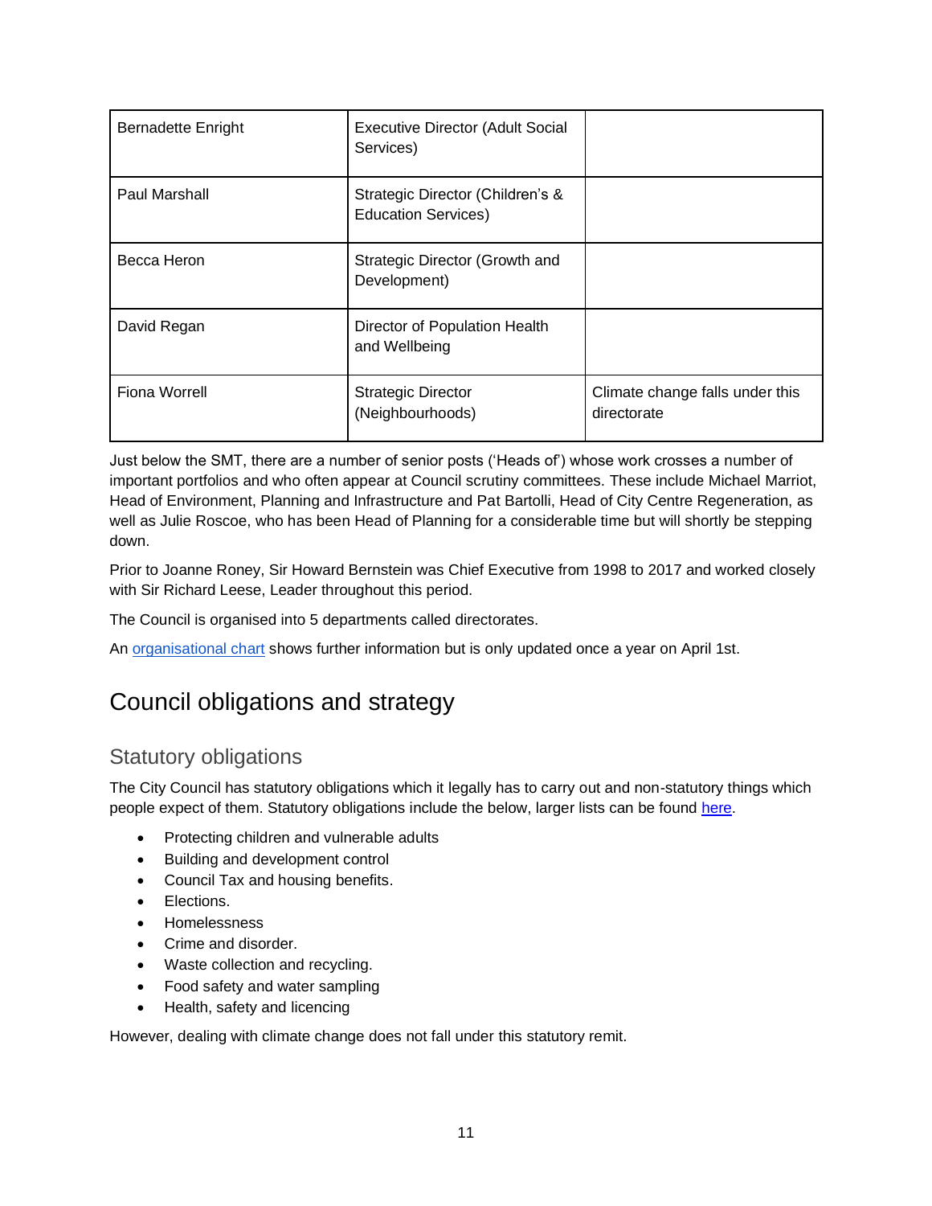| | | |
|---|---|---|
| Bernadette Enright | Executive Director (Adult Social Services) | |
| Paul Marshall | Strategic Director (Children's & Education Services) | |
| Becca Heron | Strategic Director (Growth and Development) | |
| David Regan | Director of Population Health and Wellbeing | |
| Fiona Worrell | Strategic Director (Neighbourhoods) | Climate change falls under this directorate |

Just below the SMT, there are a number of senior posts ('Heads of') whose work crosses a number of important portfolios and who often appear at Council scrutiny committees. These include Michael Marriot, Head of Environment, Planning and Infrastructure and Pat Bartolli, Head of City Centre Regeneration, as well as Julie Roscoe, who has been Head of Planning for a considerable time but will shortly be stepping down.

Prior to Joanne Roney, Sir Howard Bernstein was Chief Executive from 1998 to 2017 and worked closely with Sir Richard Leese, Leader throughout this period.

The Council is organised into 5 departments called directorates.

An organisational chart shows further information but is only updated once a year on April 1st.

## Council obligations and strategy

### Statutory obligations

The City Council has statutory obligations which it legally has to carry out and non-statutory things which people expect of them. Statutory obligations include the below, larger lists can be found here.

- Protecting children and vulnerable adults
- Building and development control
- Council Tax and housing benefits.
- Elections.
- Homelessness
- Crime and disorder.
- Waste collection and recycling.
- Food safety and water sampling
- Health, safety and licencing

However, dealing with climate change does not fall under this statutory remit.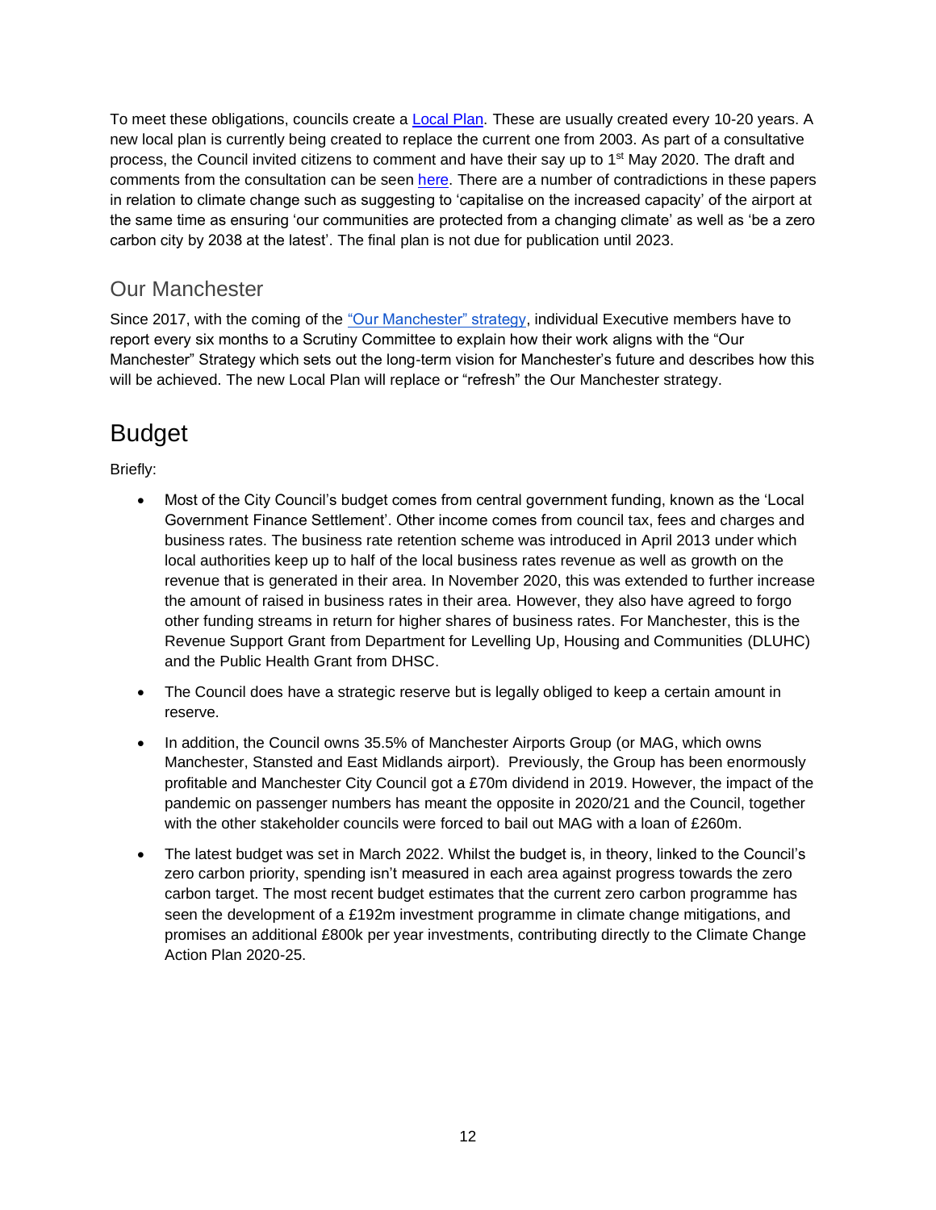To meet these obligations, councils create a [Local Plan](). These are usually created every 10-20 years. A new local plan is currently being created to replace the current one from 2003. As part of a consultative process, the Council invited citizens to comment and have their say up to 1st May 2020. The draft and comments from the consultation can be seen [here](). There are a number of contradictions in these papers in relation to climate change such as suggesting to 'capitalise on the increased capacity' of the airport at the same time as ensuring 'our communities are protected from a changing climate' as well as 'be a zero carbon city by 2038 at the latest'. The final plan is not due for publication until 2023.

### Our Manchester

Since 2017, with the coming of the ["Our Manchester" strategy](), individual Executive members have to report every six months to a Scrutiny Committee to explain how their work aligns with the "Our Manchester" Strategy which sets out the long-term vision for Manchester's future and describes how this will be achieved. The new Local Plan will replace or "refresh" the Our Manchester strategy.

## Budget

Briefly:

- Most of the City Council's budget comes from central government funding, known as the 'Local Government Finance Settlement'. Other income comes from council tax, fees and charges and business rates. The business rate retention scheme was introduced in April 2013 under which local authorities keep up to half of the local business rates revenue as well as growth on the revenue that is generated in their area. In November 2020, this was extended to further increase the amount of raised in business rates in their area. However, they also have agreed to forgo other funding streams in return for higher shares of business rates. For Manchester, this is the Revenue Support Grant from Department for Levelling Up, Housing and Communities (DLUHC) and the Public Health Grant from DHSC.
- The Council does have a strategic reserve but is legally obliged to keep a certain amount in reserve.
- In addition, the Council owns 35.5% of Manchester Airports Group (or MAG, which owns Manchester, Stansted and East Midlands airport). Previously, the Group has been enormously profitable and Manchester City Council got a £70m dividend in 2019. However, the impact of the pandemic on passenger numbers has meant the opposite in 2020/21 and the Council, together with the other stakeholder councils were forced to bail out MAG with a loan of £260m.
- The latest budget was set in March 2022. Whilst the budget is, in theory, linked to the Council's zero carbon priority, spending isn't measured in each area against progress towards the zero carbon target. The most recent budget estimates that the current zero carbon programme has seen the development of a £192m investment programme in climate change mitigations, and promises an additional £800k per year investments, contributing directly to the Climate Change Action Plan 2020-25.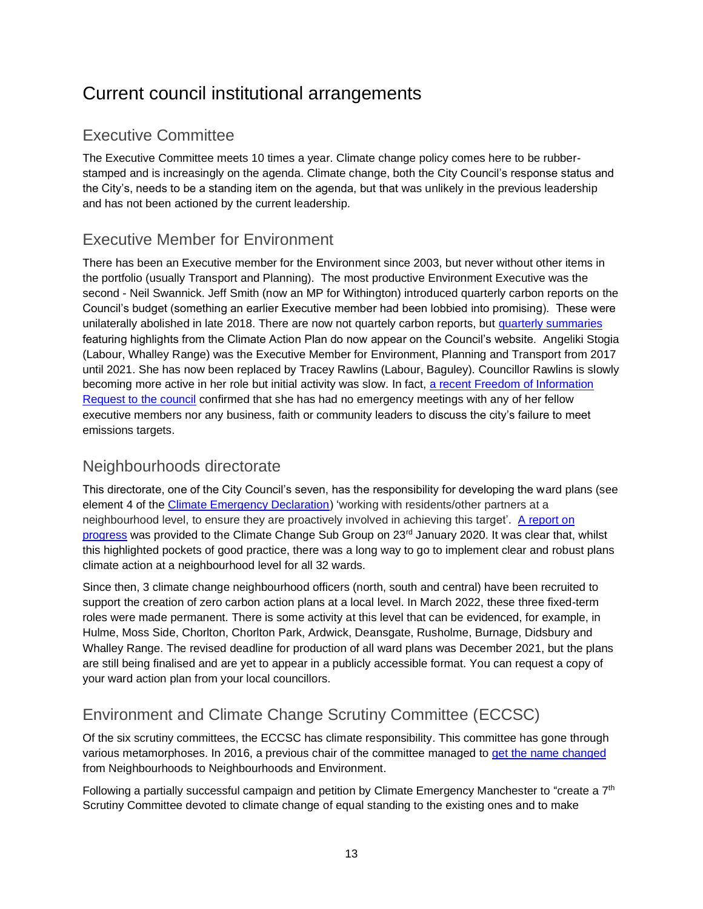# Current council institutional arrangements

## Executive Committee

The Executive Committee meets 10 times a year. Climate change policy comes here to be rubber-stamped and is increasingly on the agenda. Climate change, both the City Council's response status and the City's, needs to be a standing item on the agenda, but that was unlikely in the previous leadership and has not been actioned by the current leadership.

## Executive Member for Environment

There has been an Executive member for the Environment since 2003, but never without other items in the portfolio (usually Transport and Planning). The most productive Environment Executive was the second - Neil Swannick. Jeff Smith (now an MP for Withington) introduced quarterly carbon reports on the Council's budget (something an earlier Executive member had been lobbied into promising). These were unilaterally abolished in late 2018. There are now not quartely carbon reports, but quarterly summaries featuring highlights from the Climate Action Plan do now appear on the Council's website. Angeliki Stogia (Labour, Whalley Range) was the Executive Member for Environment, Planning and Transport from 2017 until 2021. She has now been replaced by Tracey Rawlins (Labour, Baguley). Councillor Rawlins is slowly becoming more active in her role but initial activity was slow. In fact, a recent Freedom of Information Request to the council confirmed that she has had no emergency meetings with any of her fellow executive members nor any business, faith or community leaders to discuss the city's failure to meet emissions targets.

## Neighbourhoods directorate

This directorate, one of the City Council's seven, has the responsibility for developing the ward plans (see element 4 of the Climate Emergency Declaration) 'working with residents/other partners at a neighbourhood level, to ensure they are proactively involved in achieving this target'. A report on progress was provided to the Climate Change Sub Group on 23rd January 2020. It was clear that, whilst this highlighted pockets of good practice, there was a long way to go to implement clear and robust plans climate action at a neighbourhood level for all 32 wards.

Since then, 3 climate change neighbourhood officers (north, south and central) have been recruited to support the creation of zero carbon action plans at a local level. In March 2022, these three fixed-term roles were made permanent. There is some activity at this level that can be evidenced, for example, in Hulme, Moss Side, Chorlton, Chorlton Park, Ardwick, Deansgate, Rusholme, Burnage, Didsbury and Whalley Range. The revised deadline for production of all ward plans was December 2021, but the plans are still being finalised and are yet to appear in a publicly accessible format. You can request a copy of your ward action plan from your local councillors.

## Environment and Climate Change Scrutiny Committee (ECCSC)

Of the six scrutiny committees, the ECCSC has climate responsibility. This committee has gone through various metamorphoses. In 2016, a previous chair of the committee managed to get the name changed from Neighbourhoods to Neighbourhoods and Environment.

Following a partially successful campaign and petition by Climate Emergency Manchester to "create a 7th Scrutiny Committee devoted to climate change of equal standing to the existing ones and to make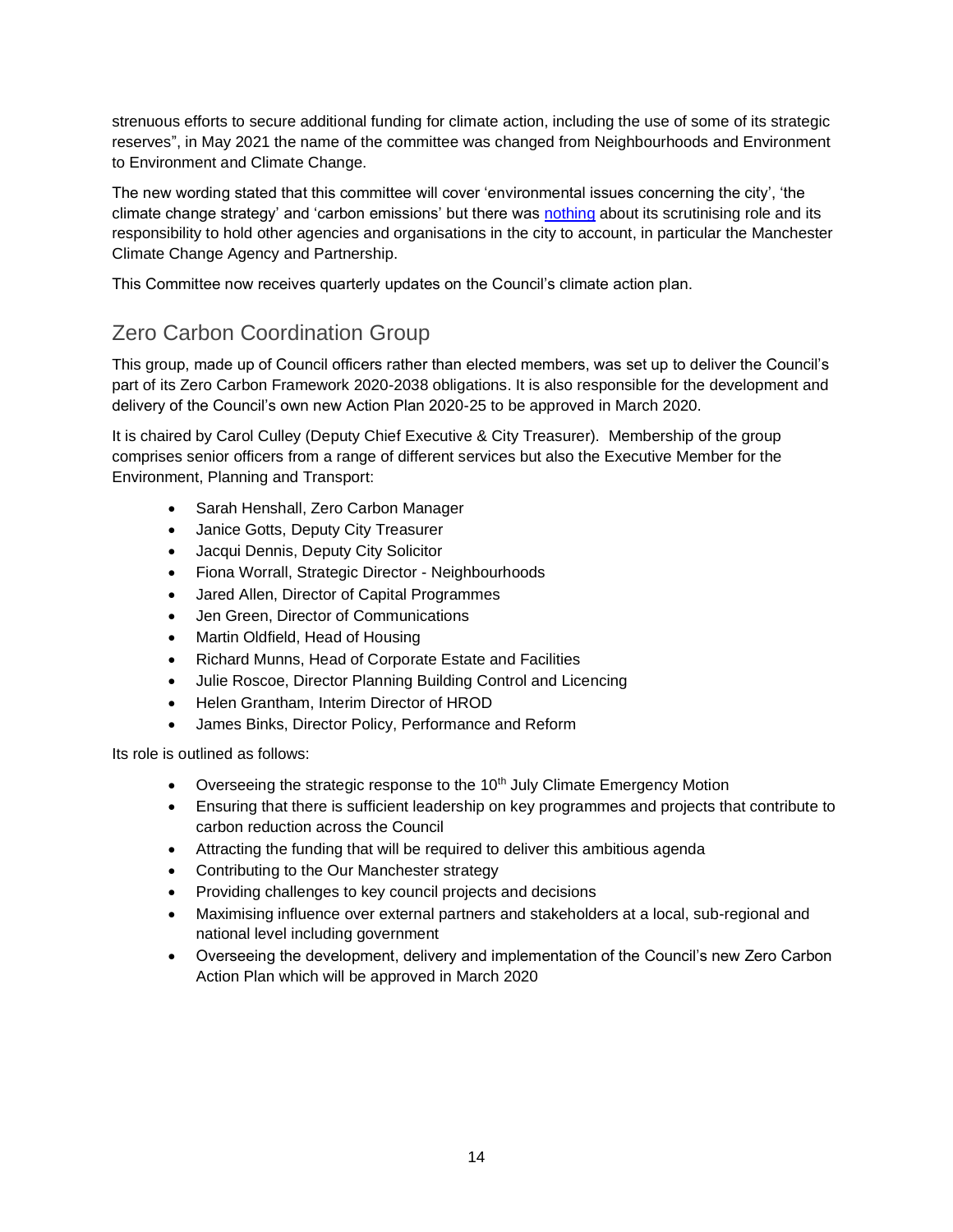strenuous efforts to secure additional funding for climate action, including the use of some of its strategic reserves", in May 2021 the name of the committee was changed from Neighbourhoods and Environment to Environment and Climate Change.

The new wording stated that this committee will cover 'environmental issues concerning the city', 'the climate change strategy' and 'carbon emissions' but there was nothing about its scrutinising role and its responsibility to hold other agencies and organisations in the city to account, in particular the Manchester Climate Change Agency and Partnership.

This Committee now receives quarterly updates on the Council's climate action plan.

## Zero Carbon Coordination Group

This group, made up of Council officers rather than elected members, was set up to deliver the Council's part of its Zero Carbon Framework 2020-2038 obligations. It is also responsible for the development and delivery of the Council's own new Action Plan 2020-25 to be approved in March 2020.

It is chaired by Carol Culley (Deputy Chief Executive & City Treasurer). Membership of the group comprises senior officers from a range of different services but also the Executive Member for the Environment, Planning and Transport:

- Sarah Henshall, Zero Carbon Manager
- Janice Gotts, Deputy City Treasurer
- Jacqui Dennis, Deputy City Solicitor
- Fiona Worrall, Strategic Director - Neighbourhoods
- Jared Allen, Director of Capital Programmes
- Jen Green, Director of Communications
- Martin Oldfield, Head of Housing
- Richard Munns, Head of Corporate Estate and Facilities
- Julie Roscoe, Director Planning Building Control and Licencing
- Helen Grantham, Interim Director of HROD
- James Binks, Director Policy, Performance and Reform

Its role is outlined as follows:

- Overseeing the strategic response to the 10th July Climate Emergency Motion
- Ensuring that there is sufficient leadership on key programmes and projects that contribute to carbon reduction across the Council
- Attracting the funding that will be required to deliver this ambitious agenda
- Contributing to the Our Manchester strategy
- Providing challenges to key council projects and decisions
- Maximising influence over external partners and stakeholders at a local, sub-regional and national level including government
- Overseeing the development, delivery and implementation of the Council's new Zero Carbon Action Plan which will be approved in March 2020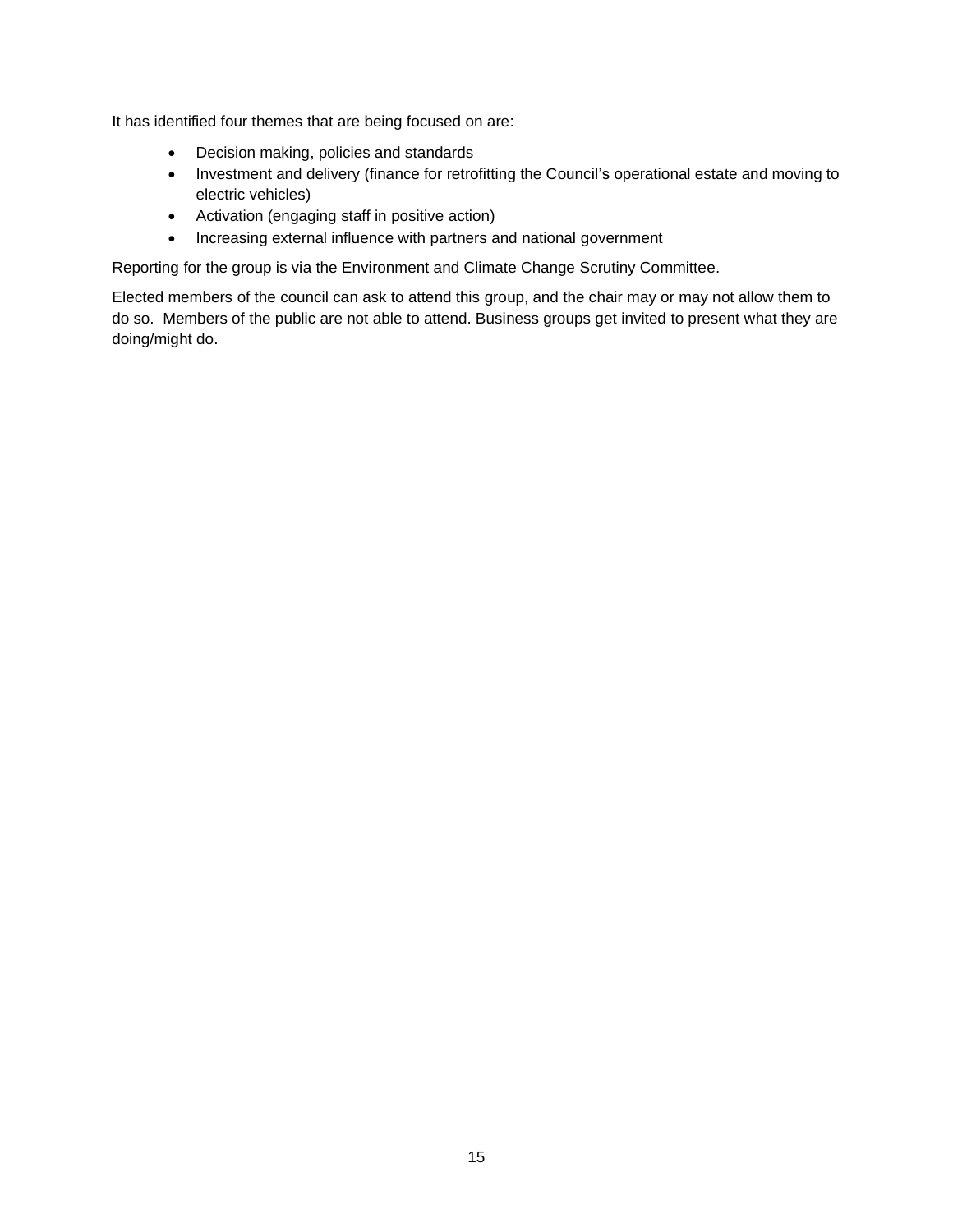It has identified four themes that are being focused on are:

- Decision making, policies and standards
- Investment and delivery (finance for retrofitting the Council's operational estate and moving to electric vehicles)
- Activation (engaging staff in positive action)
- Increasing external influence with partners and national government

Reporting for the group is via the Environment and Climate Change Scrutiny Committee.

Elected members of the council can ask to attend this group, and the chair may or may not allow them to do so. Members of the public are not able to attend. Business groups get invited to present what they are doing/might do.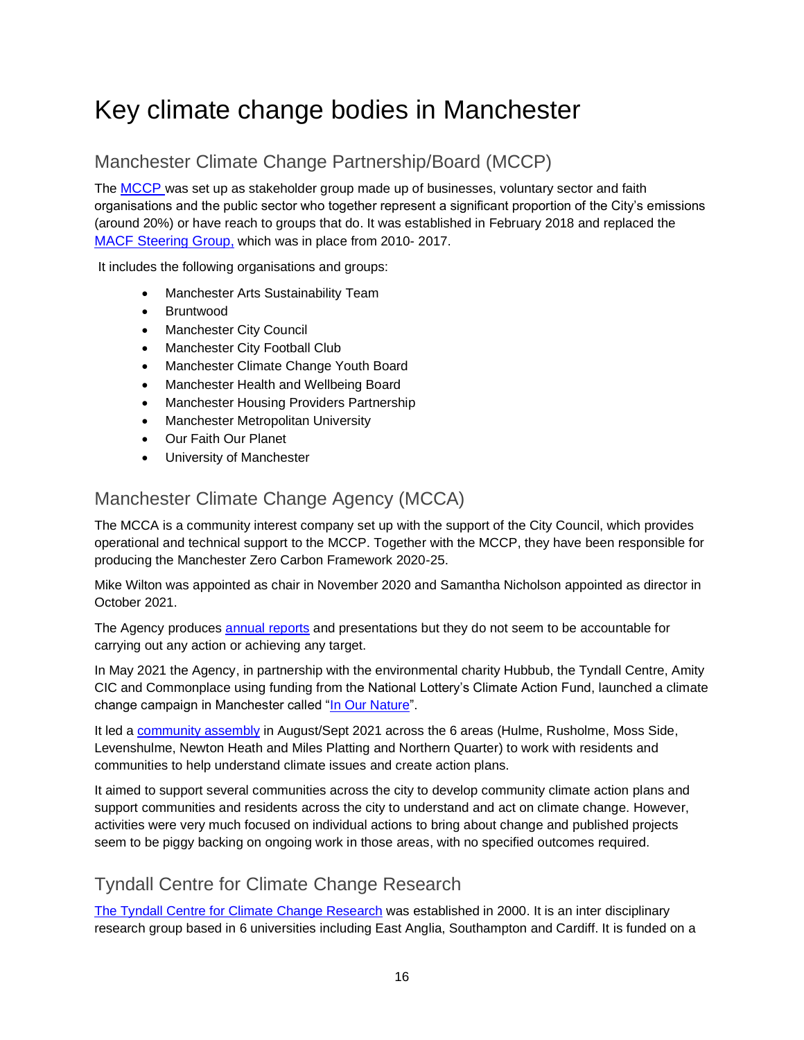# Key climate change bodies in Manchester

## Manchester Climate Change Partnership/Board (MCCP)

The MCCP was set up as stakeholder group made up of businesses, voluntary sector and faith organisations and the public sector who together represent a significant proportion of the City's emissions (around 20%) or have reach to groups that do. It was established in February 2018 and replaced the MACF Steering Group, which was in place from 2010- 2017.

It includes the following organisations and groups:

- Manchester Arts Sustainability Team
- Bruntwood
- Manchester City Council
- Manchester City Football Club
- Manchester Climate Change Youth Board
- Manchester Health and Wellbeing Board
- Manchester Housing Providers Partnership
- Manchester Metropolitan University
- Our Faith Our Planet
- University of Manchester

## Manchester Climate Change Agency (MCCA)

The MCCA is a community interest company set up with the support of the City Council, which provides operational and technical support to the MCCP. Together with the MCCP, they have been responsible for producing the Manchester Zero Carbon Framework 2020-25.

Mike Wilton was appointed as chair in November 2020 and Samantha Nicholson appointed as director in October 2021.

The Agency produces annual reports and presentations but they do not seem to be accountable for carrying out any action or achieving any target.

In May 2021 the Agency, in partnership with the environmental charity Hubbub, the Tyndall Centre, Amity CIC and Commonplace using funding from the National Lottery's Climate Action Fund, launched a climate change campaign in Manchester called "In Our Nature".

It led a community assembly in August/Sept 2021 across the 6 areas (Hulme, Rusholme, Moss Side, Levenshulme, Newton Heath and Miles Platting and Northern Quarter) to work with residents and communities to help understand climate issues and create action plans.

It aimed to support several communities across the city to develop community climate action plans and support communities and residents across the city to understand and act on climate change. However, activities were very much focused on individual actions to bring about change and published projects seem to be piggy backing on ongoing work in those areas, with no specified outcomes required.

## Tyndall Centre for Climate Change Research

The Tyndall Centre for Climate Change Research was established in 2000. It is an inter disciplinary research group based in 6 universities including East Anglia, Southampton and Cardiff. It is funded on a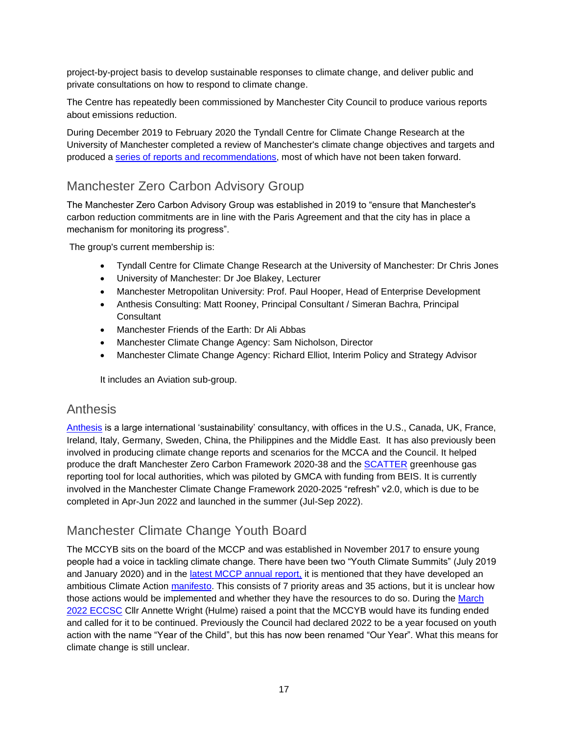project-by-project basis to develop sustainable responses to climate change, and deliver public and private consultations on how to respond to climate change.

The Centre has repeatedly been commissioned by Manchester City Council to produce various reports about emissions reduction.

During December 2019 to February 2020 the Tyndall Centre for Climate Change Research at the University of Manchester completed a review of Manchester's climate change objectives and targets and produced a series of reports and recommendations, most of which have not been taken forward.

## Manchester Zero Carbon Advisory Group

The Manchester Zero Carbon Advisory Group was established in 2019 to "ensure that Manchester's carbon reduction commitments are in line with the Paris Agreement and that the city has in place a mechanism for monitoring its progress".

The group's current membership is:

- Tyndall Centre for Climate Change Research at the University of Manchester: Dr Chris Jones
- University of Manchester: Dr Joe Blakey, Lecturer
- Manchester Metropolitan University: Prof. Paul Hooper, Head of Enterprise Development
- Anthesis Consulting: Matt Rooney, Principal Consultant / Simeran Bachra, Principal Consultant
- Manchester Friends of the Earth: Dr Ali Abbas
- Manchester Climate Change Agency: Sam Nicholson, Director
- Manchester Climate Change Agency: Richard Elliot, Interim Policy and Strategy Advisor

It includes an Aviation sub-group.

## Anthesis

Anthesis is a large international 'sustainability' consultancy, with offices in the U.S., Canada, UK, France, Ireland, Italy, Germany, Sweden, China, the Philippines and the Middle East. It has also previously been involved in producing climate change reports and scenarios for the MCCA and the Council. It helped produce the draft Manchester Zero Carbon Framework 2020-38 and the SCATTER greenhouse gas reporting tool for local authorities, which was piloted by GMCA with funding from BEIS. It is currently involved in the Manchester Climate Change Framework 2020-2025 "refresh" v2.0, which is due to be completed in Apr-Jun 2022 and launched in the summer (Jul-Sep 2022).

## Manchester Climate Change Youth Board

The MCCYB sits on the board of the MCCP and was established in November 2017 to ensure young people had a voice in tackling climate change. There have been two "Youth Climate Summits" (July 2019 and January 2020) and in the latest MCCP annual report, it is mentioned that they have developed an ambitious Climate Action manifesto. This consists of 7 priority areas and 35 actions, but it is unclear how those actions would be implemented and whether they have the resources to do so. During the March 2022 ECCSC Cllr Annette Wright (Hulme) raised a point that the MCCYB would have its funding ended and called for it to be continued. Previously the Council had declared 2022 to be a year focused on youth action with the name "Year of the Child", but this has now been renamed "Our Year". What this means for climate change is still unclear.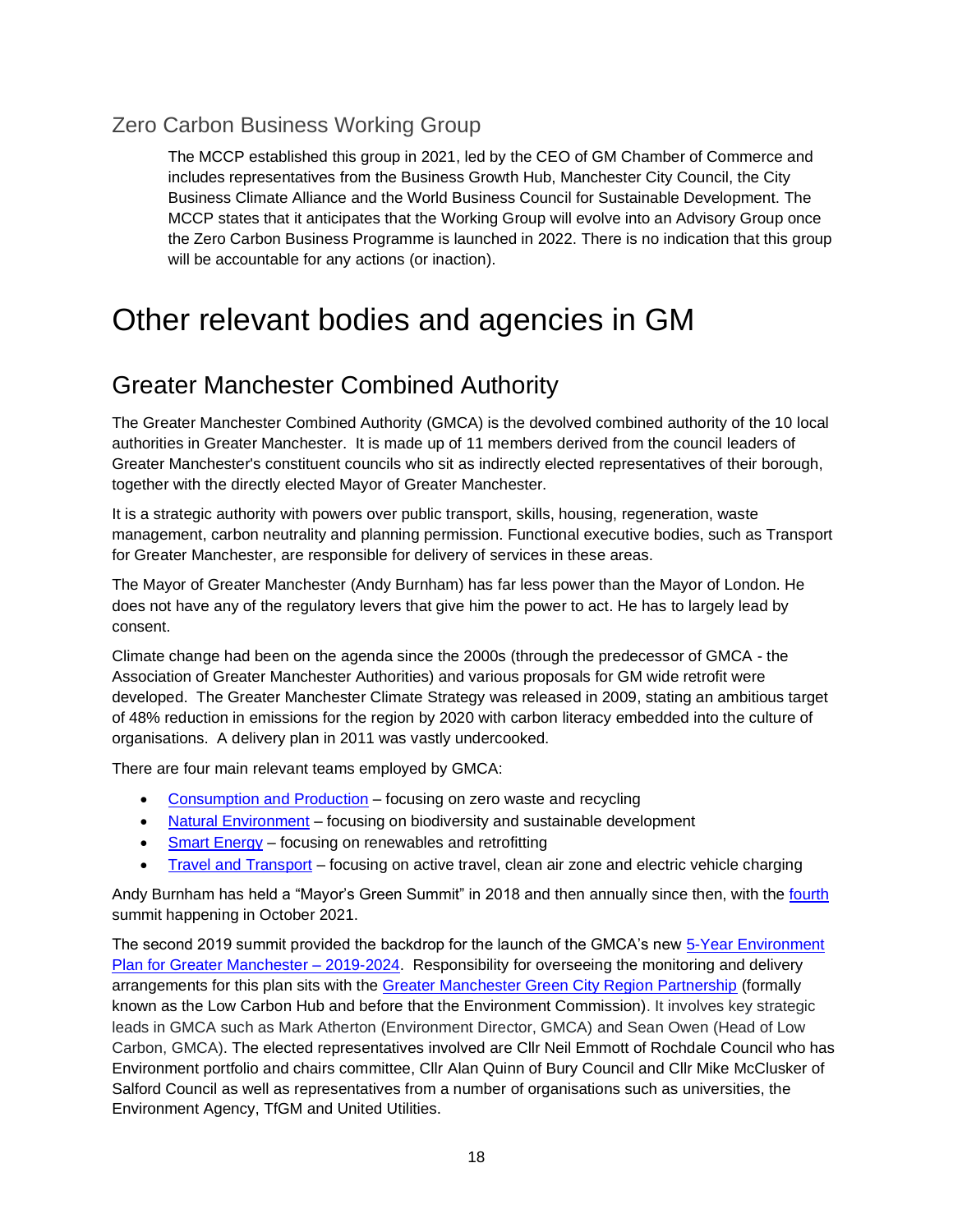## Zero Carbon Business Working Group

The MCCP established this group in 2021, led by the CEO of GM Chamber of Commerce and includes representatives from the Business Growth Hub, Manchester City Council, the City Business Climate Alliance and the World Business Council for Sustainable Development. The MCCP states that it anticipates that the Working Group will evolve into an Advisory Group once the Zero Carbon Business Programme is launched in 2022. There is no indication that this group will be accountable for any actions (or inaction).

# Other relevant bodies and agencies in GM

## Greater Manchester Combined Authority

The Greater Manchester Combined Authority (GMCA) is the devolved combined authority of the 10 local authorities in Greater Manchester. It is made up of 11 members derived from the council leaders of Greater Manchester's constituent councils who sit as indirectly elected representatives of their borough, together with the directly elected Mayor of Greater Manchester.

It is a strategic authority with powers over public transport, skills, housing, regeneration, waste management, carbon neutrality and planning permission. Functional executive bodies, such as Transport for Greater Manchester, are responsible for delivery of services in these areas.

The Mayor of Greater Manchester (Andy Burnham) has far less power than the Mayor of London. He does not have any of the regulatory levers that give him the power to act. He has to largely lead by consent.

Climate change had been on the agenda since the 2000s (through the predecessor of GMCA - the Association of Greater Manchester Authorities) and various proposals for GM wide retrofit were developed. The Greater Manchester Climate Strategy was released in 2009, stating an ambitious target of 48% reduction in emissions for the region by 2020 with carbon literacy embedded into the culture of organisations. A delivery plan in 2011 was vastly undercooked.

There are four main relevant teams employed by GMCA:

- Consumption and Production – focusing on zero waste and recycling
- Natural Environment – focusing on biodiversity and sustainable development
- Smart Energy – focusing on renewables and retrofitting
- Travel and Transport – focusing on active travel, clean air zone and electric vehicle charging

Andy Burnham has held a "Mayor's Green Summit" in 2018 and then annually since then, with the fourth summit happening in October 2021.

The second 2019 summit provided the backdrop for the launch of the GMCA's new 5-Year Environment Plan for Greater Manchester – 2019-2024. Responsibility for overseeing the monitoring and delivery arrangements for this plan sits with the Greater Manchester Green City Region Partnership (formally known as the Low Carbon Hub and before that the Environment Commission). It involves key strategic leads in GMCA such as Mark Atherton (Environment Director, GMCA) and Sean Owen (Head of Low Carbon, GMCA). The elected representatives involved are Cllr Neil Emmott of Rochdale Council who has Environment portfolio and chairs committee, Cllr Alan Quinn of Bury Council and Cllr Mike McClusker of Salford Council as well as representatives from a number of organisations such as universities, the Environment Agency, TfGM and United Utilities.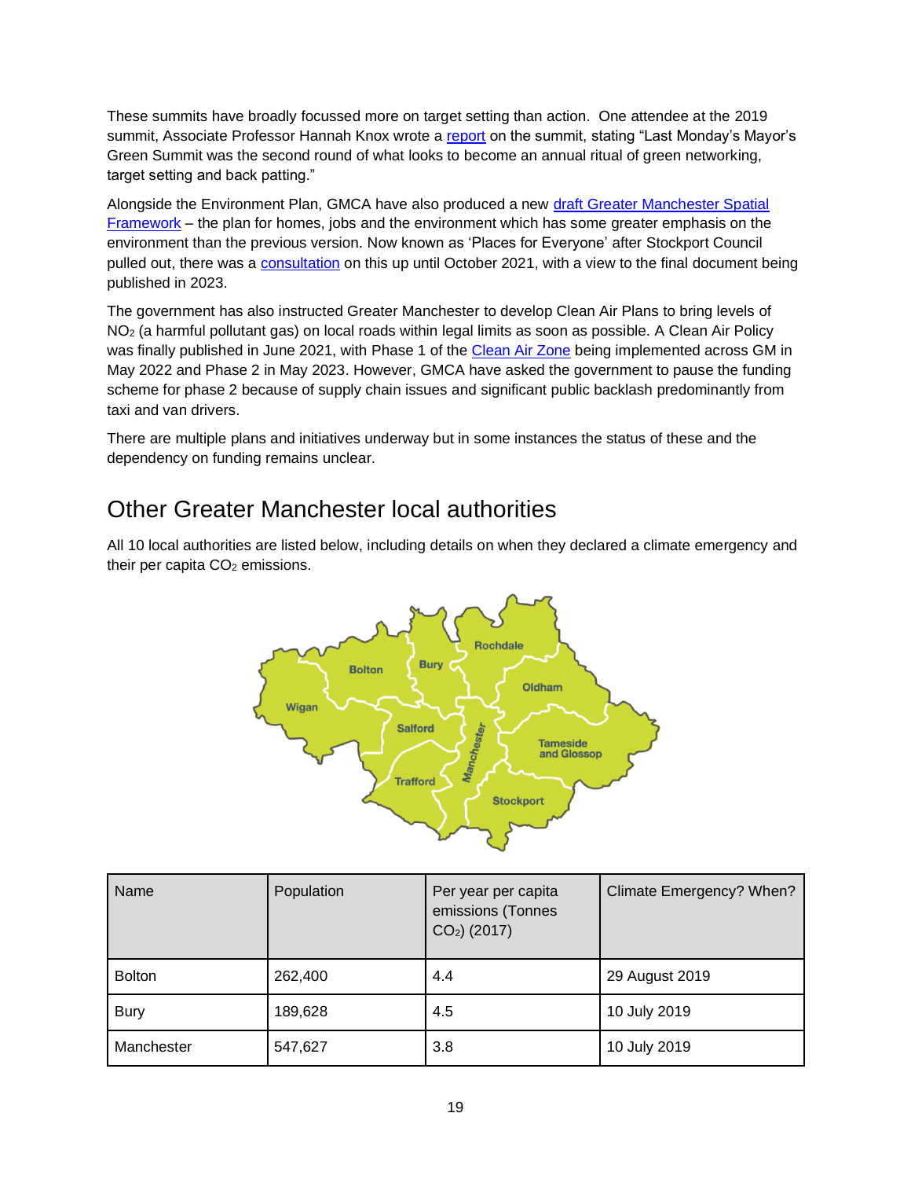These summits have broadly focussed more on target setting than action. One attendee at the 2019 summit, Associate Professor Hannah Knox wrote a report on the summit, stating "Last Monday's Mayor's Green Summit was the second round of what looks to become an annual ritual of green networking, target setting and back patting."

Alongside the Environment Plan, GMCA have also produced a new draft Greater Manchester Spatial Framework – the plan for homes, jobs and the environment which has some greater emphasis on the environment than the previous version. Now known as 'Places for Everyone' after Stockport Council pulled out, there was a consultation on this up until October 2021, with a view to the final document being published in 2023.

The government has also instructed Greater Manchester to develop Clean Air Plans to bring levels of $NO_2$ (a harmful pollutant gas) on local roads within legal limits as soon as possible. A Clean Air Policy was finally published in June 2021, with Phase 1 of the Clean Air Zone being implemented across GM in May 2022 and Phase 2 in May 2023. However, GMCA have asked the government to pause the funding scheme for phase 2 because of supply chain issues and significant public backlash predominantly from taxi and van drivers.

There are multiple plans and initiatives underway but in some instances the status of these and the dependency on funding remains unclear.

## Other Greater Manchester local authorities

All 10 local authorities are listed below, including details on when they declared a climate emergency and their per capita $CO_2$ emissions.

| Name | Population | Per year per capita emissions (Tonnes $CO_2$) (2017) | Climate Emergency? When? |
|---|---|---|---|
| Bolton | 262,400 | 4.4 | 29 August 2019 |
| Bury | 189,628 | 4.5 | 10 July 2019 |
| Manchester | 547,627 | 3.8 | 10 July 2019 |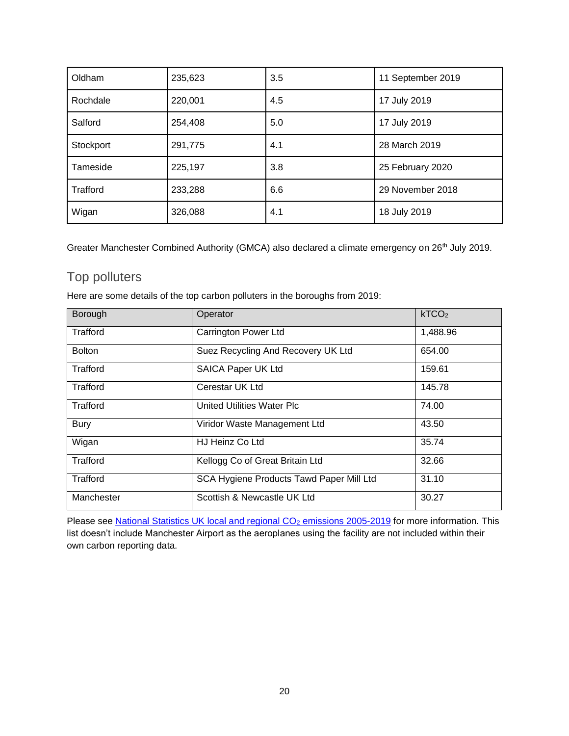| Oldham | 235,623 | 3.5 | 11 September 2019 |
|---|---|---|---|
| Rochdale | 220,001 | 4.5 | 17 July 2019 |
| Salford | 254,408 | 5.0 | 17 July 2019 |
| Stockport | 291,775 | 4.1 | 28 March 2019 |
| Tameside | 225,197 | 3.8 | 25 February 2020 |
| Trafford | 233,288 | 6.6 | 29 November 2018 |
| Wigan | 326,088 | 4.1 | 18 July 2019 |

Greater Manchester Combined Authority (GMCA) also declared a climate emergency on 26th July 2019.

## Top polluters

Here are some details of the top carbon polluters in the boroughs from 2019:

| Borough | Operator | $kTCO_2$ |
|---|---|---|
| Trafford | Carrington Power Ltd | 1,488.96 |
| Bolton | Suez Recycling And Recovery UK Ltd | 654.00 |
| Trafford | SAICA Paper UK Ltd | 159.61 |
| Trafford | Cerestar UK Ltd | 145.78 |
| Trafford | United Utilities Water Plc | 74.00 |
| Bury | Viridor Waste Management Ltd | 43.50 |
| Wigan | HJ Heinz Co Ltd | 35.74 |
| Trafford | Kellogg Co of Great Britain Ltd | 32.66 |
| Trafford | SCA Hygiene Products Tawd Paper Mill Ltd | 31.10 |
| Manchester | Scottish & Newcastle UK Ltd | 30.27 |

Please see National Statistics UK local and regional $CO_2$ emissions 2005-2019 for more information. This list doesn't include Manchester Airport as the aeroplanes using the facility are not included within their own carbon reporting data.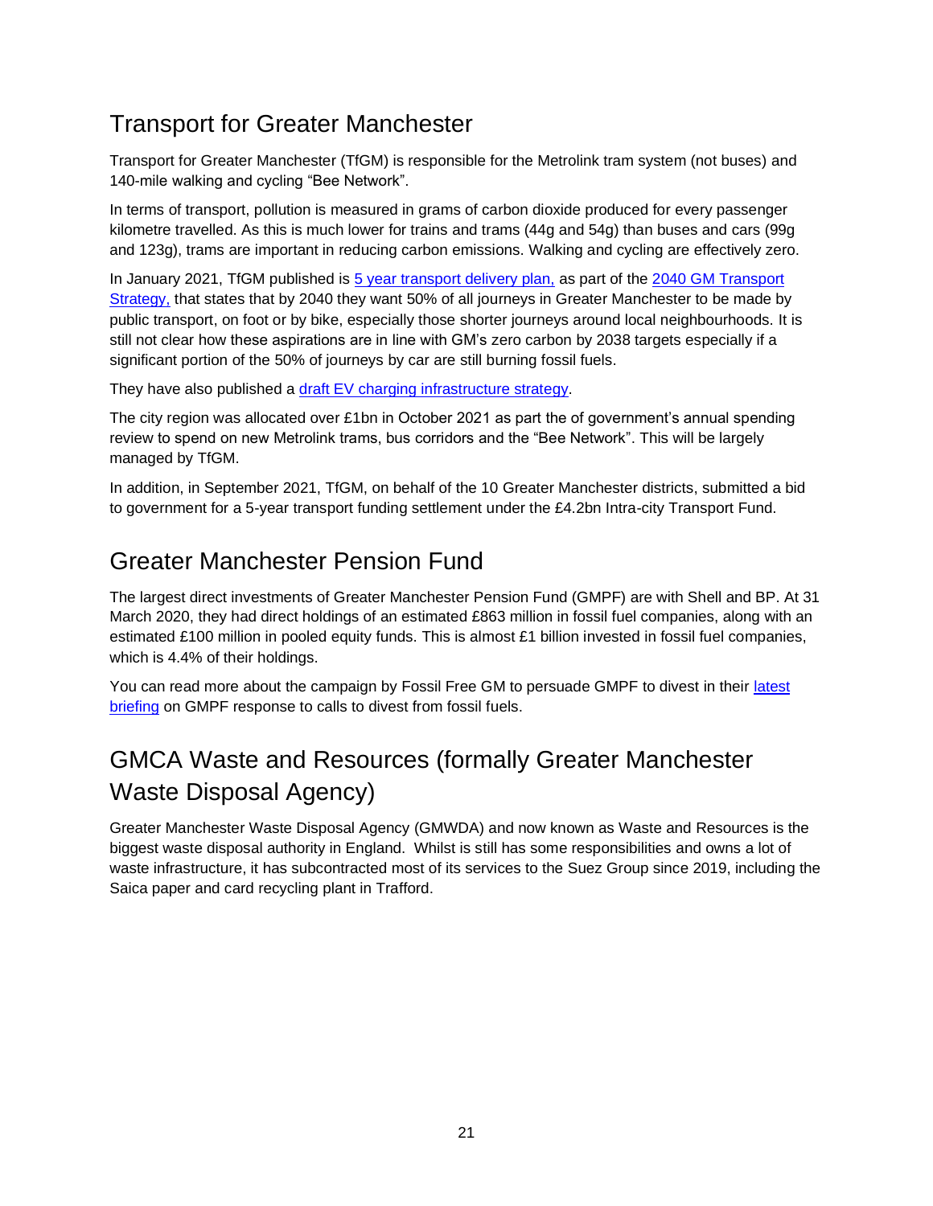## Transport for Greater Manchester

Transport for Greater Manchester (TfGM) is responsible for the Metrolink tram system (not buses) and 140-mile walking and cycling "Bee Network".

In terms of transport, pollution is measured in grams of carbon dioxide produced for every passenger kilometre travelled. As this is much lower for trains and trams (44g and 54g) than buses and cars (99g and 123g), trams are important in reducing carbon emissions. Walking and cycling are effectively zero.

In January 2021, TfGM published is [5 year transport delivery plan,](#) as part of the [2040 GM Transport Strategy,](#) that states that by 2040 they want 50% of all journeys in Greater Manchester to be made by public transport, on foot or by bike, especially those shorter journeys around local neighbourhoods. It is still not clear how these aspirations are in line with GM's zero carbon by 2038 targets especially if a significant portion of the 50% of journeys by car are still burning fossil fuels.

They have also published a [draft EV charging infrastructure strategy](#).

The city region was allocated over £1bn in October 2021 as part the of government's annual spending review to spend on new Metrolink trams, bus corridors and the "Bee Network". This will be largely managed by TfGM.

In addition, in September 2021, TfGM, on behalf of the 10 Greater Manchester districts, submitted a bid to government for a 5-year transport funding settlement under the £4.2bn Intra-city Transport Fund.

## Greater Manchester Pension Fund

The largest direct investments of Greater Manchester Pension Fund (GMPF) are with Shell and BP. At 31 March 2020, they had direct holdings of an estimated £863 million in fossil fuel companies, along with an estimated £100 million in pooled equity funds. This is almost £1 billion invested in fossil fuel companies, which is 4.4% of their holdings.

You can read more about the campaign by Fossil Free GM to persuade GMPF to divest in their [latest briefing](#) on GMPF response to calls to divest from fossil fuels.

## GMCA Waste and Resources (formally Greater Manchester Waste Disposal Agency)

Greater Manchester Waste Disposal Agency (GMWDA) and now known as Waste and Resources is the biggest waste disposal authority in England. Whilst is still has some responsibilities and owns a lot of waste infrastructure, it has subcontracted most of its services to the Suez Group since 2019, including the Saica paper and card recycling plant in Trafford.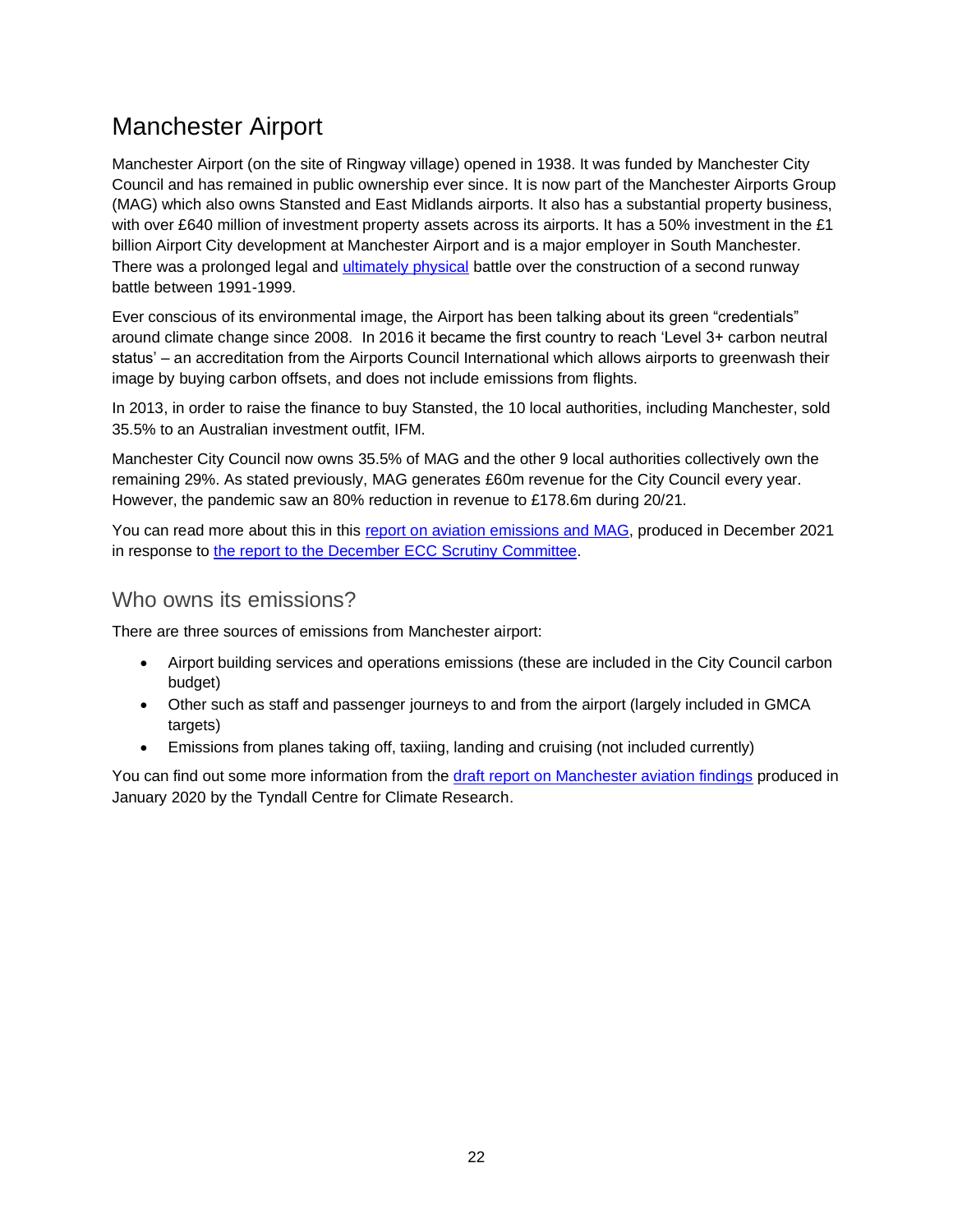## Manchester Airport

Manchester Airport (on the site of Ringway village) opened in 1938. It was funded by Manchester City Council and has remained in public ownership ever since. It is now part of the Manchester Airports Group (MAG) which also owns Stansted and East Midlands airports. It also has a substantial property business, with over £640 million of investment property assets across its airports. It has a 50% investment in the £1 billion Airport City development at Manchester Airport and is a major employer in South Manchester. There was a prolonged legal and ultimately physical battle over the construction of a second runway battle between 1991-1999.

Ever conscious of its environmental image, the Airport has been talking about its green "credentials" around climate change since 2008. In 2016 it became the first country to reach 'Level 3+ carbon neutral status' – an accreditation from the Airports Council International which allows airports to greenwash their image by buying carbon offsets, and does not include emissions from flights.

In 2013, in order to raise the finance to buy Stansted, the 10 local authorities, including Manchester, sold 35.5% to an Australian investment outfit, IFM.

Manchester City Council now owns 35.5% of MAG and the other 9 local authorities collectively own the remaining 29%. As stated previously, MAG generates £60m revenue for the City Council every year. However, the pandemic saw an 80% reduction in revenue to £178.6m during 20/21.

You can read more about this in this report on aviation emissions and MAG, produced in December 2021 in response to the report to the December ECC Scrutiny Committee.

### Who owns its emissions?

There are three sources of emissions from Manchester airport:

- Airport building services and operations emissions (these are included in the City Council carbon budget)
- Other such as staff and passenger journeys to and from the airport (largely included in GMCA targets)
- Emissions from planes taking off, taxiing, landing and cruising (not included currently)

You can find out some more information from the draft report on Manchester aviation findings produced in January 2020 by the Tyndall Centre for Climate Research.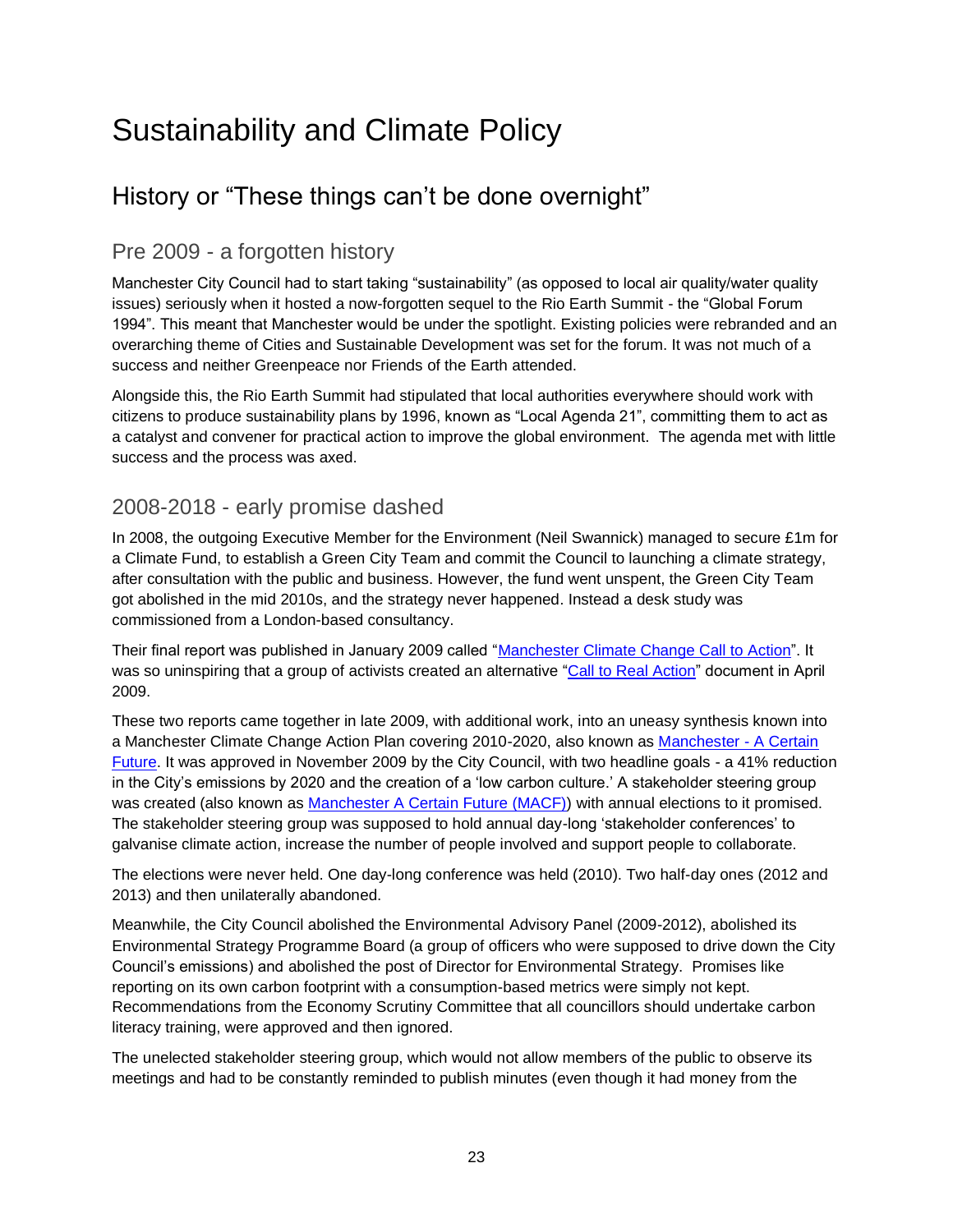# Sustainability and Climate Policy

## History or “These things can’t be done overnight”

### Pre 2009 - a forgotten history

Manchester City Council had to start taking “sustainability” (as opposed to local air quality/water quality issues) seriously when it hosted a now-forgotten sequel to the Rio Earth Summit - the “Global Forum 1994”. This meant that Manchester would be under the spotlight. Existing policies were rebranded and an overarching theme of Cities and Sustainable Development was set for the forum. It was not much of a success and neither Greenpeace nor Friends of the Earth attended.

Alongside this, the Rio Earth Summit had stipulated that local authorities everywhere should work with citizens to produce sustainability plans by 1996, known as “Local Agenda 21”, committing them to act as a catalyst and convener for practical action to improve the global environment. The agenda met with little success and the process was axed.

### 2008-2018 - early promise dashed

In 2008, the outgoing Executive Member for the Environment (Neil Swannick) managed to secure £1m for a Climate Fund, to establish a Green City Team and commit the Council to launching a climate strategy, after consultation with the public and business. However, the fund went unspent, the Green City Team got abolished in the mid 2010s, and the strategy never happened. Instead a desk study was commissioned from a London-based consultancy.

Their final report was published in January 2009 called “Manchester Climate Change Call to Action”. It was so uninspiring that a group of activists created an alternative “Call to Real Action” document in April 2009.

These two reports came together in late 2009, with additional work, into an uneasy synthesis known into a Manchester Climate Change Action Plan covering 2010-2020, also known as Manchester - A Certain Future. It was approved in November 2009 by the City Council, with two headline goals - a 41% reduction in the City’s emissions by 2020 and the creation of a ‘low carbon culture.’ A stakeholder steering group was created (also known as Manchester A Certain Future (MACF)) with annual elections to it promised. The stakeholder steering group was supposed to hold annual day-long ‘stakeholder conferences’ to galvanise climate action, increase the number of people involved and support people to collaborate.

The elections were never held. One day-long conference was held (2010). Two half-day ones (2012 and 2013) and then unilaterally abandoned.

Meanwhile, the City Council abolished the Environmental Advisory Panel (2009-2012), abolished its Environmental Strategy Programme Board (a group of officers who were supposed to drive down the City Council’s emissions) and abolished the post of Director for Environmental Strategy. Promises like reporting on its own carbon footprint with a consumption-based metrics were simply not kept. Recommendations from the Economy Scrutiny Committee that all councillors should undertake carbon literacy training, were approved and then ignored.

The unelected stakeholder steering group, which would not allow members of the public to observe its meetings and had to be constantly reminded to publish minutes (even though it had money from the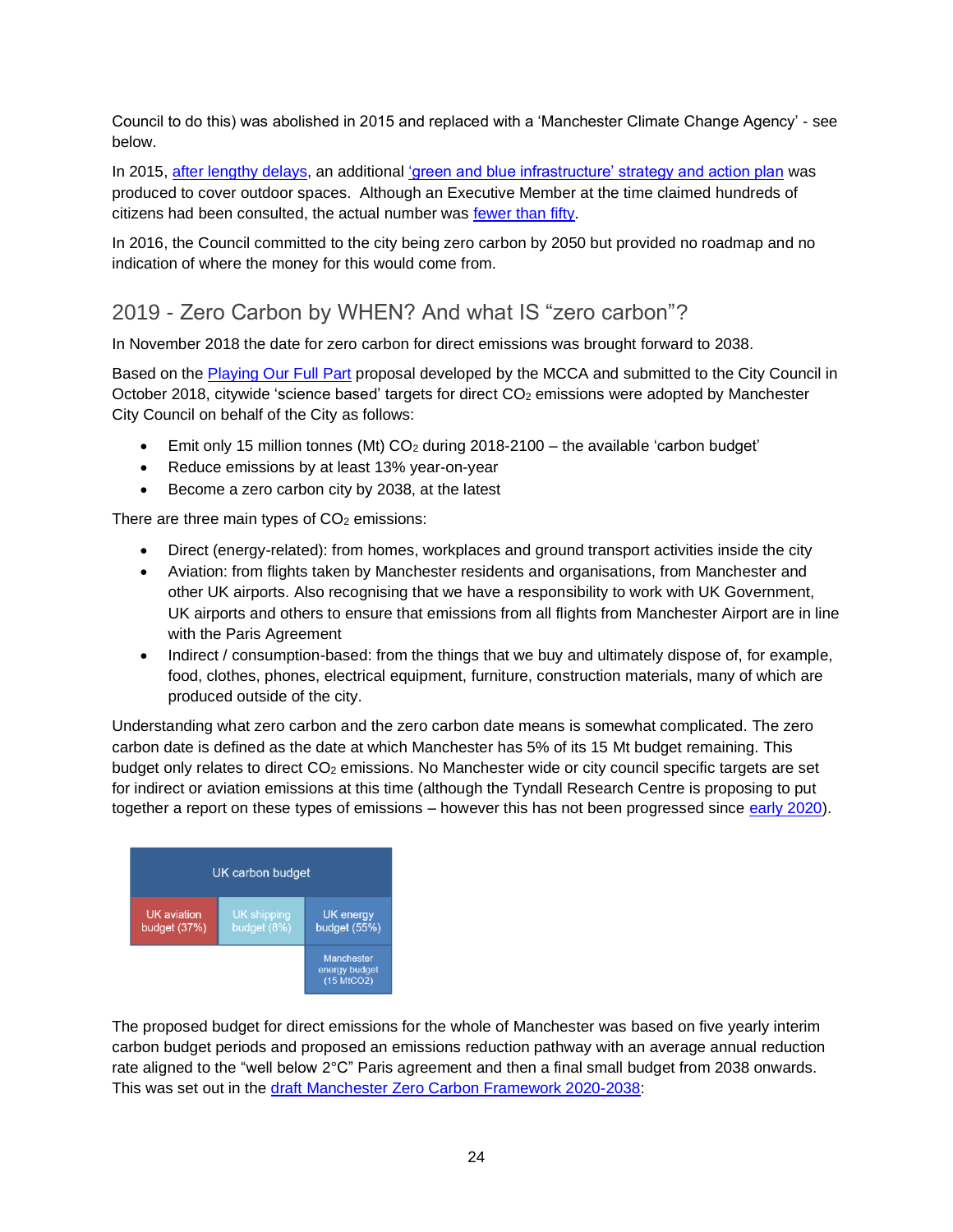Council to do this) was abolished in 2015 and replaced with a 'Manchester Climate Change Agency' - see below.

In 2015, after lengthy delays, an additional 'green and blue infrastructure' strategy and action plan was produced to cover outdoor spaces. Although an Executive Member at the time claimed hundreds of citizens had been consulted, the actual number was fewer than fifty.

In 2016, the Council committed to the city being zero carbon by 2050 but provided no roadmap and no indication of where the money for this would come from.

## 2019 - Zero Carbon by WHEN? And what IS "zero carbon"?

In November 2018 the date for zero carbon for direct emissions was brought forward to 2038.

Based on the Playing Our Full Part proposal developed by the MCCA and submitted to the City Council in October 2018, citywide 'science based' targets for direct $CO_2$ emissions were adopted by Manchester City Council on behalf of the City as follows:

- Emit only 15 million tonnes (Mt) $CO_2$ during 2018-2100 – the available 'carbon budget'
- Reduce emissions by at least 13% year-on-year
- Become a zero carbon city by 2038, at the latest

There are three main types of $CO_2$ emissions:

- Direct (energy-related): from homes, workplaces and ground transport activities inside the city
- Aviation: from flights taken by Manchester residents and organisations, from Manchester and other UK airports. Also recognising that we have a responsibility to work with UK Government, UK airports and others to ensure that emissions from all flights from Manchester Airport are in line with the Paris Agreement
- Indirect / consumption-based: from the things that we buy and ultimately dispose of, for example, food, clothes, phones, electrical equipment, furniture, construction materials, many of which are produced outside of the city.

Understanding what zero carbon and the zero carbon date means is somewhat complicated. The zero carbon date is defined as the date at which Manchester has 5% of its 15 Mt budget remaining. This budget only relates to direct $CO_2$ emissions. No Manchester wide or city council specific targets are set for indirect or aviation emissions at this time (although the Tyndall Research Centre is proposing to put together a report on these types of emissions – however this has not been progressed since early 2020).

| UK carbon budget | | |
|---|---|---|
| UK aviation budget (37%) | UK shipping budget (8%) | UK energy budget (55%) |
| | | Manchester energy budget (15 MtCO2) |

The proposed budget for direct emissions for the whole of Manchester was based on five yearly interim carbon budget periods and proposed an emissions reduction pathway with an average annual reduction rate aligned to the "well below 2°C" Paris agreement and then a final small budget from 2038 onwards. This was set out in the draft Manchester Zero Carbon Framework 2020-2038: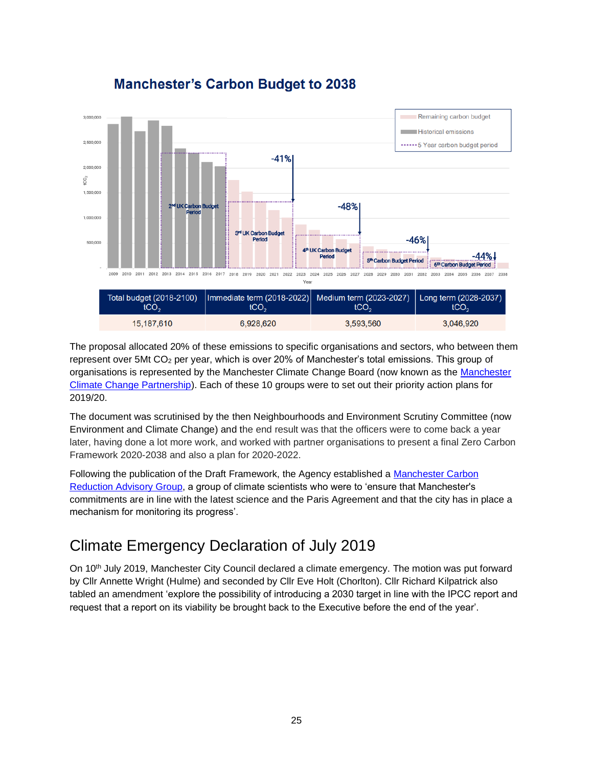## Manchester's Carbon Budget to 2038

| Total budget (2018-2100) $tCO_2$ | Immediate term (2018-2022) $tCO_2$ | Medium term (2023-2027) $tCO_2$ | Long term (2028-2037) $tCO_2$ |
|---|---|---|---|
| 15,187,610 | 6,928,620 | 3,593,560 | 3,046,920 |

The proposal allocated 20% of these emissions to specific organisations and sectors, who between them represent over 5Mt $CO_2$ per year, which is over 20% of Manchester's total emissions. This group of organisations is represented by the Manchester Climate Change Board (now known as the Manchester Climate Change Partnership). Each of these 10 groups were to set out their priority action plans for 2019/20.

The document was scrutinised by the then Neighbourhoods and Environment Scrutiny Committee (now Environment and Climate Change) and the end result was that the officers were to come back a year later, having done a lot more work, and worked with partner organisations to present a final Zero Carbon Framework 2020-2038 and also a plan for 2020-2022.

Following the publication of the Draft Framework, the Agency established a Manchester Carbon Reduction Advisory Group, a group of climate scientists who were to 'ensure that Manchester's commitments are in line with the latest science and the Paris Agreement and that the city has in place a mechanism for monitoring its progress'.

## Climate Emergency Declaration of July 2019

On 10th July 2019, Manchester City Council declared a climate emergency. The motion was put forward by Cllr Annette Wright (Hulme) and seconded by Cllr Eve Holt (Chorlton). Cllr Richard Kilpatrick also tabled an amendment 'explore the possibility of introducing a 2030 target in line with the IPCC report and request that a report on its viability be brought back to the Executive before the end of the year'.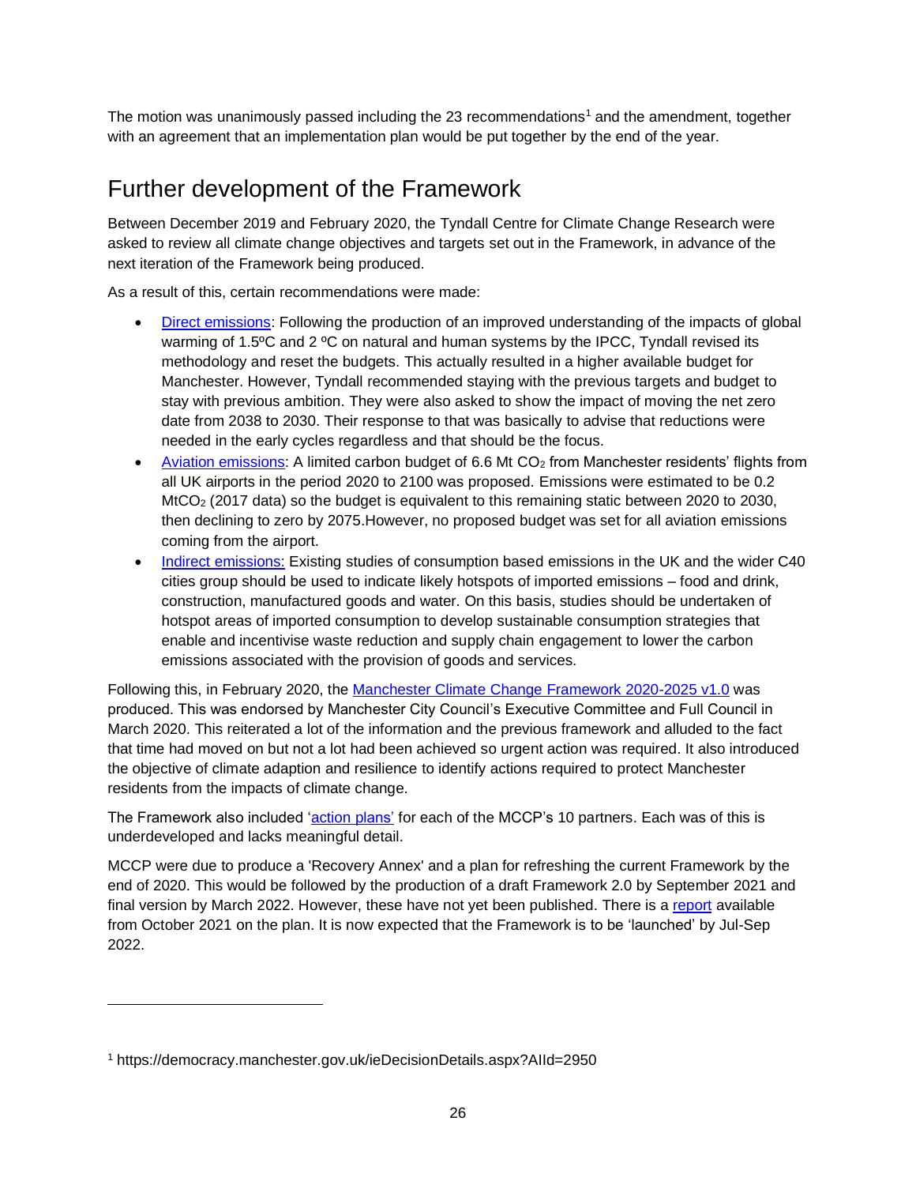The motion was unanimously passed including the 23 recommendations[1] and the amendment, together with an agreement that an implementation plan would be put together by the end of the year.

## Further development of the Framework

Between December 2019 and February 2020, the Tyndall Centre for Climate Change Research were asked to review all climate change objectives and targets set out in the Framework, in advance of the next iteration of the Framework being produced.

As a result of this, certain recommendations were made:

- Direct emissions: Following the production of an improved understanding of the impacts of global warming of 1.5ºC and 2 ºC on natural and human systems by the IPCC, Tyndall revised its methodology and reset the budgets. This actually resulted in a higher available budget for Manchester. However, Tyndall recommended staying with the previous targets and budget to stay with previous ambition. They were also asked to show the impact of moving the net zero date from 2038 to 2030. Their response to that was basically to advise that reductions were needed in the early cycles regardless and that should be the focus.
- Aviation emissions: A limited carbon budget of 6.6 Mt $CO_2$ from Manchester residents' flights from all UK airports in the period 2020 to 2100 was proposed. Emissions were estimated to be 0.2 $MtCO_2$ (2017 data) so the budget is equivalent to this remaining static between 2020 to 2030, then declining to zero by 2075.However, no proposed budget was set for all aviation emissions coming from the airport.
- Indirect emissions: Existing studies of consumption based emissions in the UK and the wider C40 cities group should be used to indicate likely hotspots of imported emissions – food and drink, construction, manufactured goods and water. On this basis, studies should be undertaken of hotspot areas of imported consumption to develop sustainable consumption strategies that enable and incentivise waste reduction and supply chain engagement to lower the carbon emissions associated with the provision of goods and services.

Following this, in February 2020, the Manchester Climate Change Framework 2020-2025 v1.0 was produced. This was endorsed by Manchester City Council's Executive Committee and Full Council in March 2020. This reiterated a lot of the information and the previous framework and alluded to the fact that time had moved on but not a lot had been achieved so urgent action was required. It also introduced the objective of climate adaption and resilience to identify actions required to protect Manchester residents from the impacts of climate change.

The Framework also included 'action plans' for each of the MCCP's 10 partners. Each was of this is underdeveloped and lacks meaningful detail.

MCCP were due to produce a 'Recovery Annex' and a plan for refreshing the current Framework by the end of 2020. This would be followed by the production of a draft Framework 2.0 by September 2021 and final version by March 2022. However, these have not yet been published. There is a report available from October 2021 on the plan. It is now expected that the Framework is to be 'launched' by Jul-Sep 2022.

---

[1] https://democracy.manchester.gov.uk/ieDecisionDetails.aspx?AIId=2950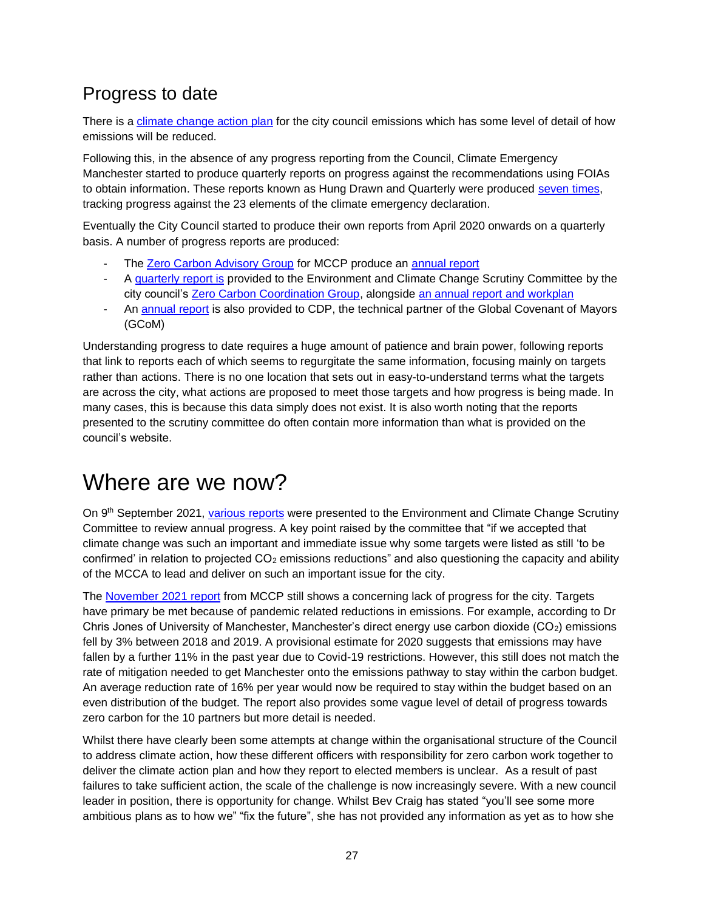## Progress to date

There is a climate change action plan for the city council emissions which has some level of detail of how emissions will be reduced.

Following this, in the absence of any progress reporting from the Council, Climate Emergency Manchester started to produce quarterly reports on progress against the recommendations using FOIAs to obtain information. These reports known as Hung Drawn and Quarterly were produced seven times, tracking progress against the 23 elements of the climate emergency declaration.

Eventually the City Council started to produce their own reports from April 2020 onwards on a quarterly basis. A number of progress reports are produced:

- The Zero Carbon Advisory Group for MCCP produce an annual report
- A quarterly report is provided to the Environment and Climate Change Scrutiny Committee by the city council's Zero Carbon Coordination Group, alongside an annual report and workplan
- An annual report is also provided to CDP, the technical partner of the Global Covenant of Mayors (GCoM)

Understanding progress to date requires a huge amount of patience and brain power, following reports that link to reports each of which seems to regurgitate the same information, focusing mainly on targets rather than actions. There is no one location that sets out in easy-to-understand terms what the targets are across the city, what actions are proposed to meet those targets and how progress is being made. In many cases, this is because this data simply does not exist. It is also worth noting that the reports presented to the scrutiny committee do often contain more information than what is provided on the council's website.

# Where are we now?

On 9th September 2021, various reports were presented to the Environment and Climate Change Scrutiny Committee to review annual progress. A key point raised by the committee that "if we accepted that climate change was such an important and immediate issue why some targets were listed as still 'to be confirmed' in relation to projected $CO_2$ emissions reductions" and also questioning the capacity and ability of the MCCA to lead and deliver on such an important issue for the city.

The November 2021 report from MCCP still shows a concerning lack of progress for the city. Targets have primary be met because of pandemic related reductions in emissions. For example, according to Dr Chris Jones of University of Manchester, Manchester's direct energy use carbon dioxide ($CO_2$) emissions fell by 3% between 2018 and 2019. A provisional estimate for 2020 suggests that emissions may have fallen by a further 11% in the past year due to Covid-19 restrictions. However, this still does not match the rate of mitigation needed to get Manchester onto the emissions pathway to stay within the carbon budget. An average reduction rate of 16% per year would now be required to stay within the budget based on an even distribution of the budget. The report also provides some vague level of detail of progress towards zero carbon for the 10 partners but more detail is needed.

Whilst there have clearly been some attempts at change within the organisational structure of the Council to address climate action, how these different officers with responsibility for zero carbon work together to deliver the climate action plan and how they report to elected members is unclear. As a result of past failures to take sufficient action, the scale of the challenge is now increasingly severe. With a new council leader in position, there is opportunity for change. Whilst Bev Craig has stated "you'll see some more ambitious plans as to how we" "fix the future", she has not provided any information as yet as to how she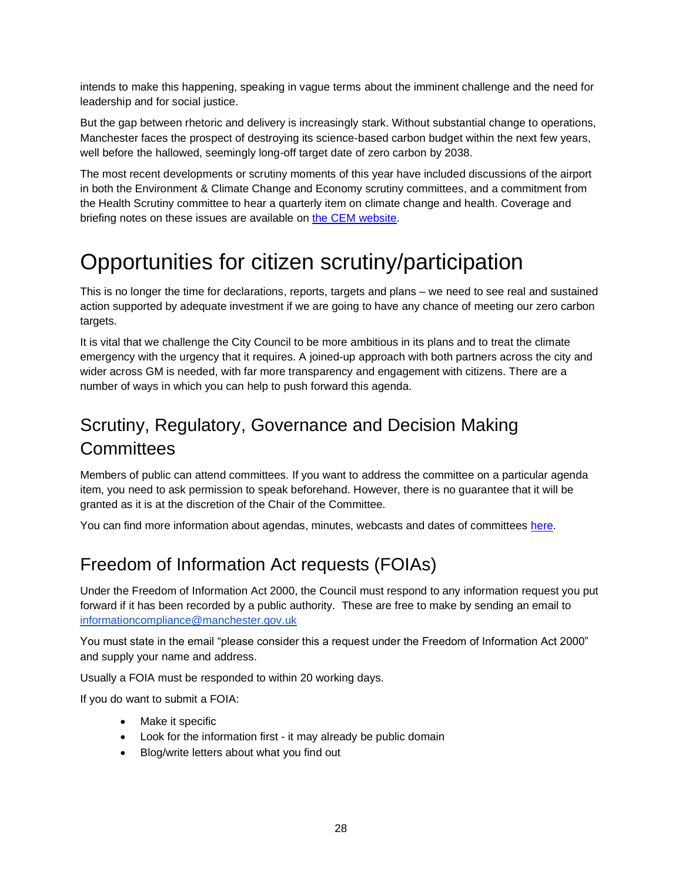intends to make this happening, speaking in vague terms about the imminent challenge and the need for leadership and for social justice.

But the gap between rhetoric and delivery is increasingly stark. Without substantial change to operations, Manchester faces the prospect of destroying its science-based carbon budget within the next few years, well before the hallowed, seemingly long-off target date of zero carbon by 2038.

The most recent developments or scrutiny moments of this year have included discussions of the airport in both the Environment & Climate Change and Economy scrutiny committees, and a commitment from the Health Scrutiny committee to hear a quarterly item on climate change and health. Coverage and briefing notes on these issues are available on the CEM website.

# Opportunities for citizen scrutiny/participation

This is no longer the time for declarations, reports, targets and plans – we need to see real and sustained action supported by adequate investment if we are going to have any chance of meeting our zero carbon targets.

It is vital that we challenge the City Council to be more ambitious in its plans and to treat the climate emergency with the urgency that it requires. A joined-up approach with both partners across the city and wider across GM is needed, with far more transparency and engagement with citizens. There are a number of ways in which you can help to push forward this agenda.

## Scrutiny, Regulatory, Governance and Decision Making Committees

Members of public can attend committees. If you want to address the committee on a particular agenda item, you need to ask permission to speak beforehand. However, there is no guarantee that it will be granted as it is at the discretion of the Chair of the Committee.

You can find more information about agendas, minutes, webcasts and dates of committees here.

## Freedom of Information Act requests (FOIAs)

Under the Freedom of Information Act 2000, the Council must respond to any information request you put forward if it has been recorded by a public authority. These are free to make by sending an email to informationcompliance@manchester.gov.uk

You must state in the email "please consider this a request under the Freedom of Information Act 2000" and supply your name and address.

Usually a FOIA must be responded to within 20 working days.

If you do want to submit a FOIA:

- Make it specific
- Look for the information first - it may already be public domain
- Blog/write letters about what you find out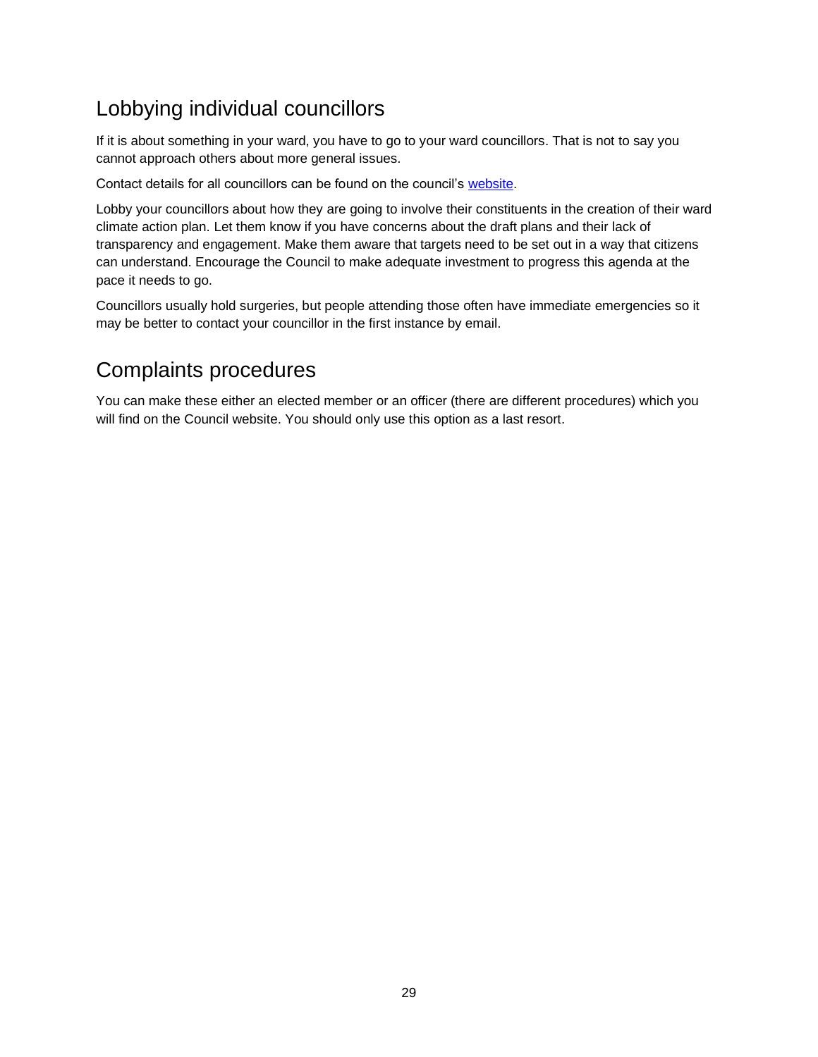## Lobbying individual councillors

If it is about something in your ward, you have to go to your ward councillors. That is not to say you cannot approach others about more general issues.

Contact details for all councillors can be found on the council's website.

Lobby your councillors about how they are going to involve their constituents in the creation of their ward climate action plan. Let them know if you have concerns about the draft plans and their lack of transparency and engagement. Make them aware that targets need to be set out in a way that citizens can understand. Encourage the Council to make adequate investment to progress this agenda at the pace it needs to go.

Councillors usually hold surgeries, but people attending those often have immediate emergencies so it may be better to contact your councillor in the first instance by email.

## Complaints procedures

You can make these either an elected member or an officer (there are different procedures) which you will find on the Council website. You should only use this option as a last resort.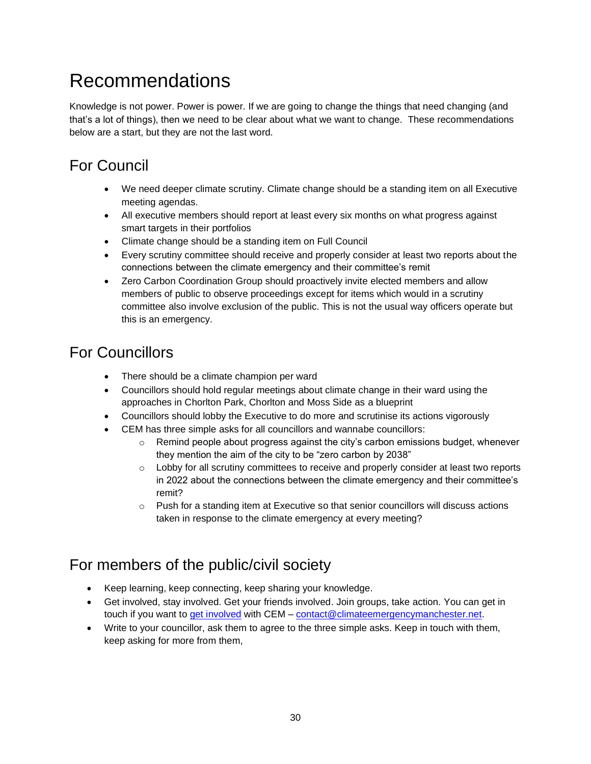# Recommendations

Knowledge is not power. Power is power. If we are going to change the things that need changing (and that's a lot of things), then we need to be clear about what we want to change. These recommendations below are a start, but they are not the last word.

## For Council

- We need deeper climate scrutiny. Climate change should be a standing item on all Executive meeting agendas.
- All executive members should report at least every six months on what progress against smart targets in their portfolios
- Climate change should be a standing item on Full Council
- Every scrutiny committee should receive and properly consider at least two reports about the connections between the climate emergency and their committee's remit
- Zero Carbon Coordination Group should proactively invite elected members and allow members of public to observe proceedings except for items which would in a scrutiny committee also involve exclusion of the public. This is not the usual way officers operate but this is an emergency.

## For Councillors

- There should be a climate champion per ward
- Councillors should hold regular meetings about climate change in their ward using the approaches in Chorlton Park, Chorlton and Moss Side as a blueprint
- Councillors should lobby the Executive to do more and scrutinise its actions vigorously
- CEM has three simple asks for all councillors and wannabe councillors:
    - Remind people about progress against the city's carbon emissions budget, whenever they mention the aim of the city to be "zero carbon by 2038"
    - Lobby for all scrutiny committees to receive and properly consider at least two reports in 2022 about the connections between the climate emergency and their committee's remit?
    - Push for a standing item at Executive so that senior councillors will discuss actions taken in response to the climate emergency at every meeting?

## For members of the public/civil society

- Keep learning, keep connecting, keep sharing your knowledge.
- Get involved, stay involved. Get your friends involved. Join groups, take action. You can get in touch if you want to get involved with CEM – contact@climateemergencymanchester.net.
- Write to your councillor, ask them to agree to the three simple asks. Keep in touch with them, keep asking for more from them,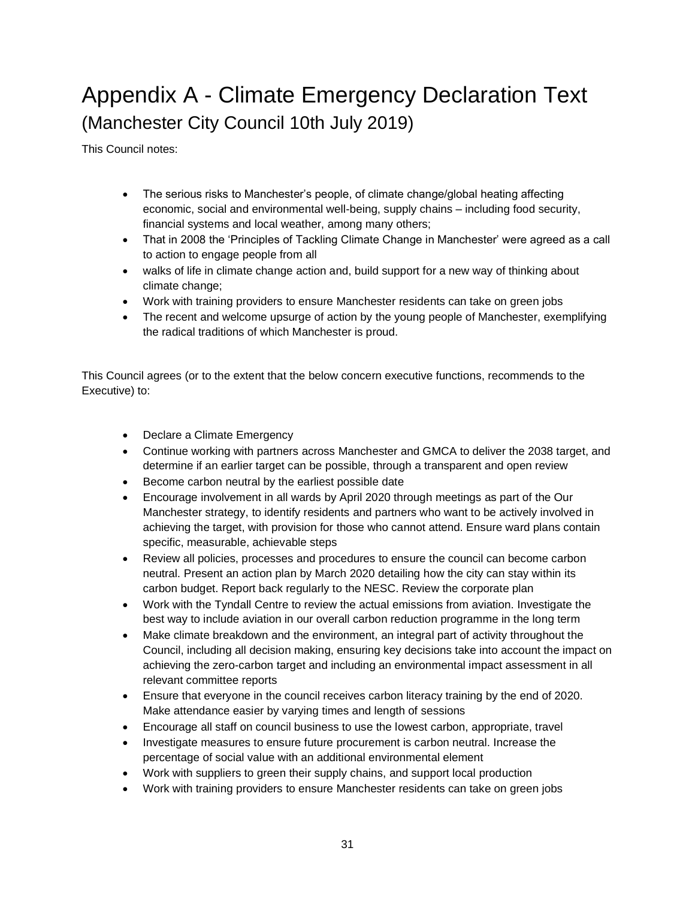# Appendix A - Climate Emergency Declaration Text

## (Manchester City Council 10th July 2019)

This Council notes:

- The serious risks to Manchester's people, of climate change/global heating affecting economic, social and environmental well-being, supply chains – including food security, financial systems and local weather, among many others;
- That in 2008 the 'Principles of Tackling Climate Change in Manchester' were agreed as a call to action to engage people from all
- walks of life in climate change action and, build support for a new way of thinking about climate change;
- Work with training providers to ensure Manchester residents can take on green jobs
- The recent and welcome upsurge of action by the young people of Manchester, exemplifying the radical traditions of which Manchester is proud.

This Council agrees (or to the extent that the below concern executive functions, recommends to the Executive) to:

- Declare a Climate Emergency
- Continue working with partners across Manchester and GMCA to deliver the 2038 target, and determine if an earlier target can be possible, through a transparent and open review
- Become carbon neutral by the earliest possible date
- Encourage involvement in all wards by April 2020 through meetings as part of the Our Manchester strategy, to identify residents and partners who want to be actively involved in achieving the target, with provision for those who cannot attend. Ensure ward plans contain specific, measurable, achievable steps
- Review all policies, processes and procedures to ensure the council can become carbon neutral. Present an action plan by March 2020 detailing how the city can stay within its carbon budget. Report back regularly to the NESC. Review the corporate plan
- Work with the Tyndall Centre to review the actual emissions from aviation. Investigate the best way to include aviation in our overall carbon reduction programme in the long term
- Make climate breakdown and the environment, an integral part of activity throughout the Council, including all decision making, ensuring key decisions take into account the impact on achieving the zero-carbon target and including an environmental impact assessment in all relevant committee reports
- Ensure that everyone in the council receives carbon literacy training by the end of 2020. Make attendance easier by varying times and length of sessions
- Encourage all staff on council business to use the lowest carbon, appropriate, travel
- Investigate measures to ensure future procurement is carbon neutral. Increase the percentage of social value with an additional environmental element
- Work with suppliers to green their supply chains, and support local production
- Work with training providers to ensure Manchester residents can take on green jobs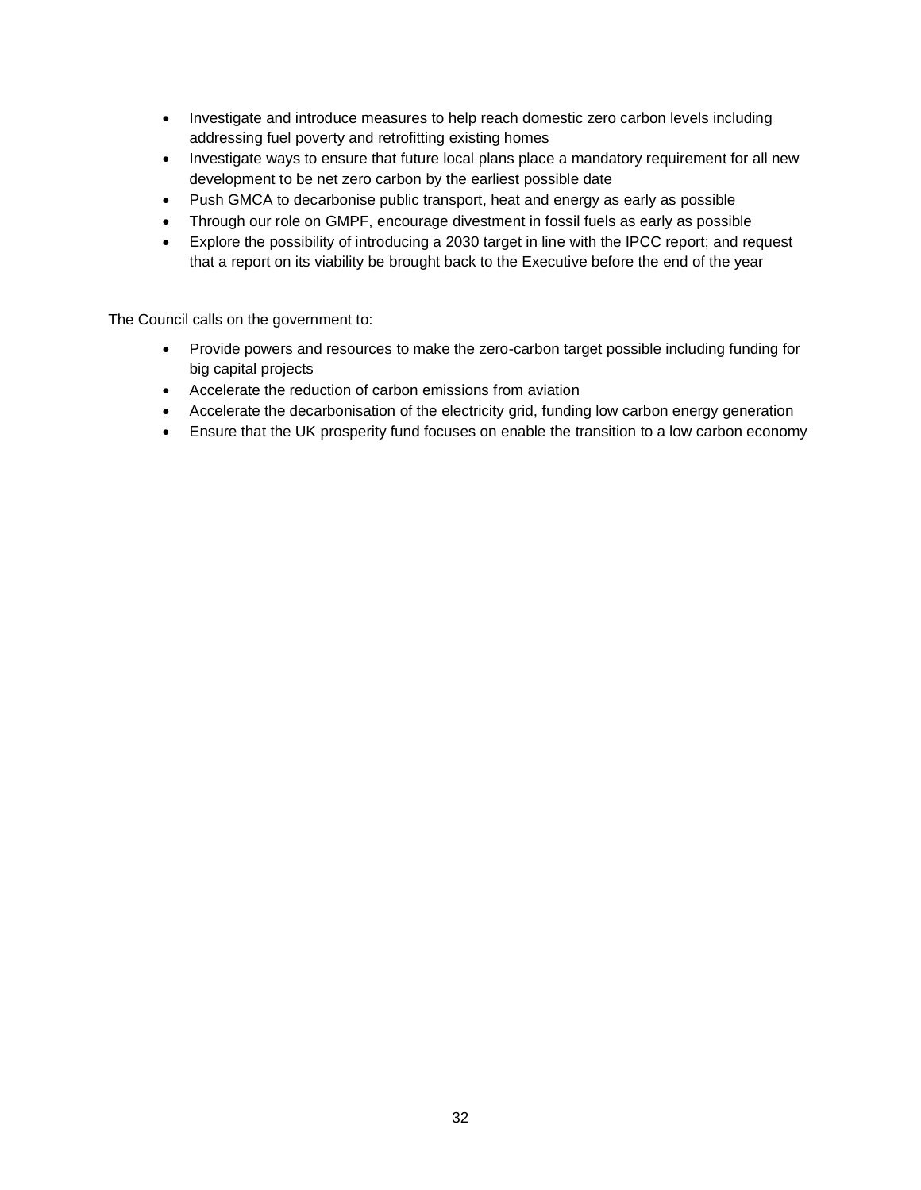- Investigate and introduce measures to help reach domestic zero carbon levels including addressing fuel poverty and retrofitting existing homes
- Investigate ways to ensure that future local plans place a mandatory requirement for all new development to be net zero carbon by the earliest possible date
- Push GMCA to decarbonise public transport, heat and energy as early as possible
- Through our role on GMPF, encourage divestment in fossil fuels as early as possible
- Explore the possibility of introducing a 2030 target in line with the IPCC report; and request that a report on its viability be brought back to the Executive before the end of the year

The Council calls on the government to:

- Provide powers and resources to make the zero-carbon target possible including funding for big capital projects
- Accelerate the reduction of carbon emissions from aviation
- Accelerate the decarbonisation of the electricity grid, funding low carbon energy generation
- Ensure that the UK prosperity fund focuses on enable the transition to a low carbon economy